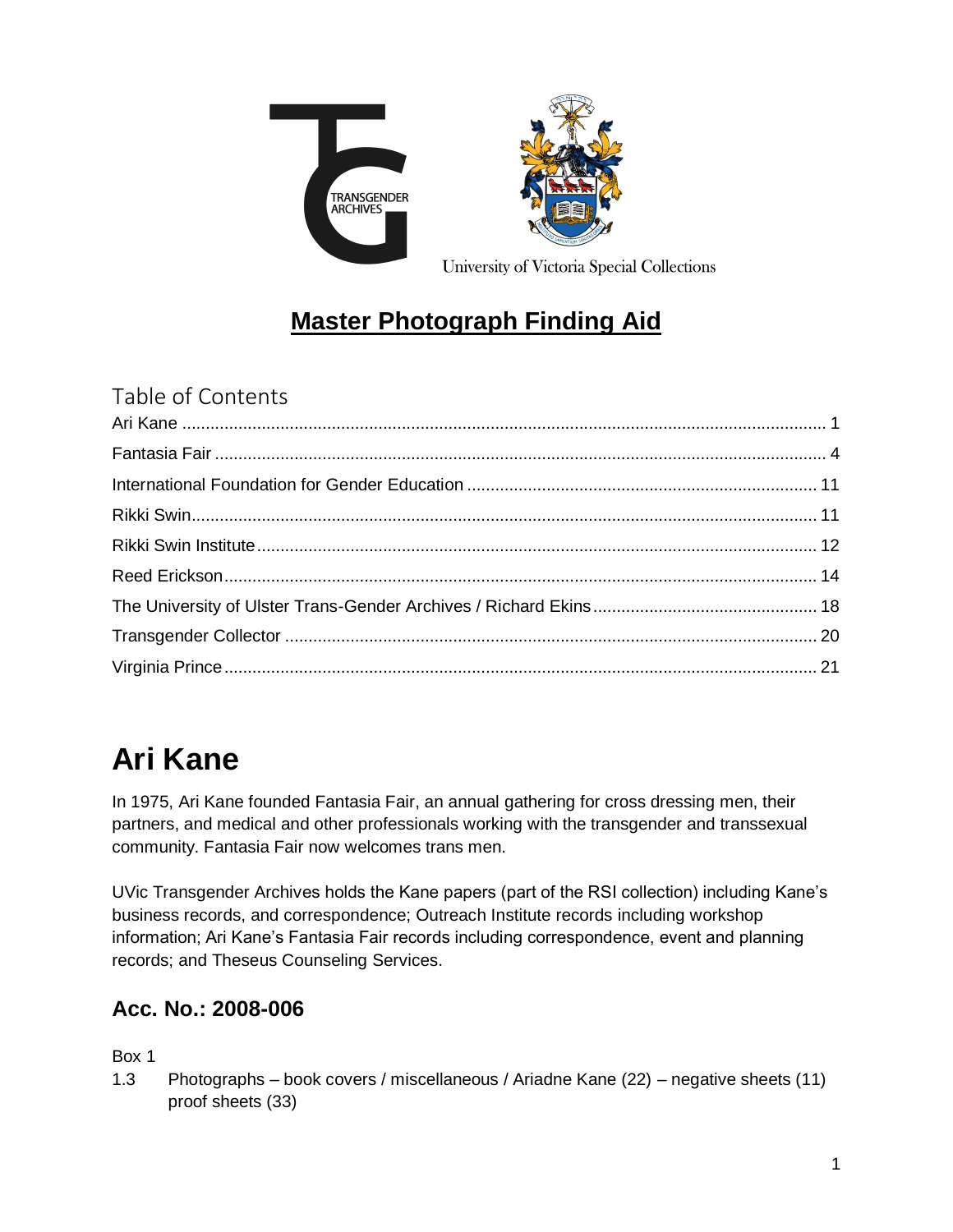University of Victoria Special Collections

# Master Photograph Finding Aid

## Table of Contents

Ari Kane ..... 1
Fantasia Fair ..... 4
International Foundation for Gender Education ..... 11
Rikki Swin ..... 11
Rikki Swin Institute ..... 12
Reed Erickson ..... 14
The University of Ulster Trans-Gender Archives / Richard Ekins ..... 18
Transgender Collector ..... 20
Virginia Prince ..... 21

# Ari Kane

In 1975, Ari Kane founded Fantasia Fair, an annual gathering for cross dressing men, their partners, and medical and other professionals working with the transgender and transsexual community. Fantasia Fair now welcomes trans men.

UVic Transgender Archives holds the Kane papers (part of the RSI collection) including Kane's business records, and correspondence; Outreach Institute records including workshop information; Ari Kane's Fantasia Fair records including correspondence, event and planning records; and Theseus Counseling Services.

### Acc. No.: 2008-006

Box 1

1.3 Photographs – book covers / miscellaneous / Ariadne Kane (22) – negative sheets (11) proof sheets (33)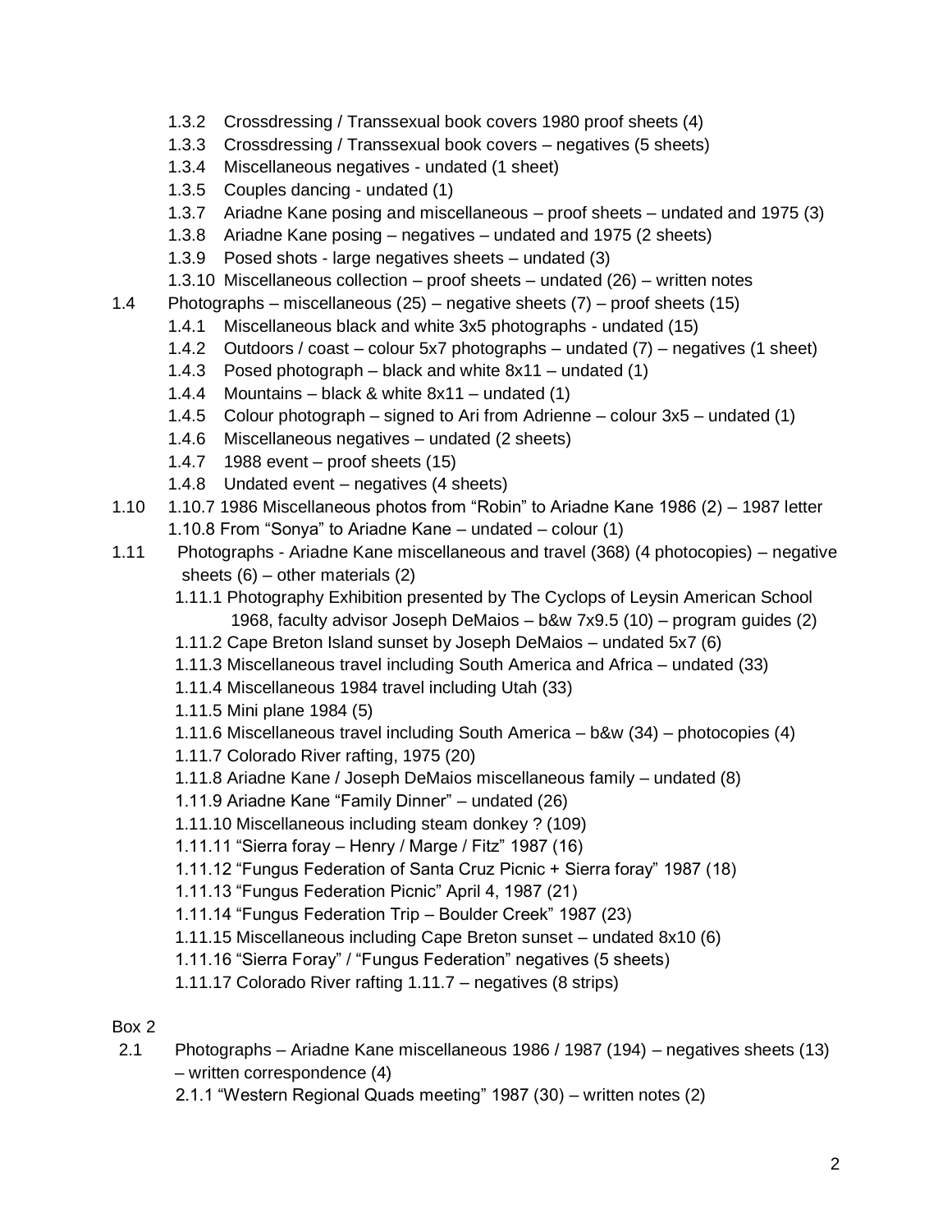- 1.3.2 Crossdressing / Transsexual book covers 1980 proof sheets (4)
- 1.3.3 Crossdressing / Transsexual book covers – negatives (5 sheets)
- 1.3.4 Miscellaneous negatives - undated (1 sheet)
- 1.3.5 Couples dancing - undated (1)
- 1.3.7 Ariadne Kane posing and miscellaneous – proof sheets – undated and 1975 (3)
- 1.3.8 Ariadne Kane posing – negatives – undated and 1975 (2 sheets)
- 1.3.9 Posed shots - large negatives sheets – undated (3)
- 1.3.10 Miscellaneous collection – proof sheets – undated (26) – written notes

1.4 Photographs – miscellaneous (25) – negative sheets (7) – proof sheets (15)

- 1.4.1 Miscellaneous black and white 3x5 photographs - undated (15)
- 1.4.2 Outdoors / coast – colour 5x7 photographs – undated (7) – negatives (1 sheet)
- 1.4.3 Posed photograph – black and white 8x11 – undated (1)
- 1.4.4 Mountains – black & white 8x11 – undated (1)
- 1.4.5 Colour photograph – signed to Ari from Adrienne – colour 3x5 – undated (1)
- 1.4.6 Miscellaneous negatives – undated (2 sheets)
- 1.4.7 1988 event – proof sheets (15)
- 1.4.8 Undated event – negatives (4 sheets)

1.10 1.10.7 1986 Miscellaneous photos from “Robin” to Ariadne Kane 1986 (2) – 1987 letter

- 1.10.8 From “Sonya” to Ariadne Kane – undated – colour (1)

1.11 Photographs - Ariadne Kane miscellaneous and travel (368) (4 photocopies) – negative sheets (6) – other materials (2)

- 1.11.1 Photography Exhibition presented by The Cyclops of Leysin American School 1968, faculty advisor Joseph DeMaios – b&w 7x9.5 (10) – program guides (2)
- 1.11.2 Cape Breton Island sunset by Joseph DeMaios – undated 5x7 (6)
- 1.11.3 Miscellaneous travel including South America and Africa – undated (33)
- 1.11.4 Miscellaneous 1984 travel including Utah (33)
- 1.11.5 Mini plane 1984 (5)
- 1.11.6 Miscellaneous travel including South America – b&w (34) – photocopies (4)
- 1.11.7 Colorado River rafting, 1975 (20)
- 1.11.8 Ariadne Kane / Joseph DeMaios miscellaneous family – undated (8)
- 1.11.9 Ariadne Kane “Family Dinner” – undated (26)
- 1.11.10 Miscellaneous including steam donkey ? (109)
- 1.11.11 “Sierra foray – Henry / Marge / Fitz” 1987 (16)
- 1.11.12 “Fungus Federation of Santa Cruz Picnic + Sierra foray” 1987 (18)
- 1.11.13 “Fungus Federation Picnic” April 4, 1987 (21)
- 1.11.14 “Fungus Federation Trip – Boulder Creek” 1987 (23)
- 1.11.15 Miscellaneous including Cape Breton sunset – undated 8x10 (6)
- 1.11.16 “Sierra Foray” / “Fungus Federation” negatives (5 sheets)
- 1.11.17 Colorado River rafting 1.11.7 – negatives (8 strips)

Box 2

2.1 Photographs – Ariadne Kane miscellaneous 1986 / 1987 (194) – negatives sheets (13) – written correspondence (4)

- 2.1.1 “Western Regional Quads meeting” 1987 (30) – written notes (2)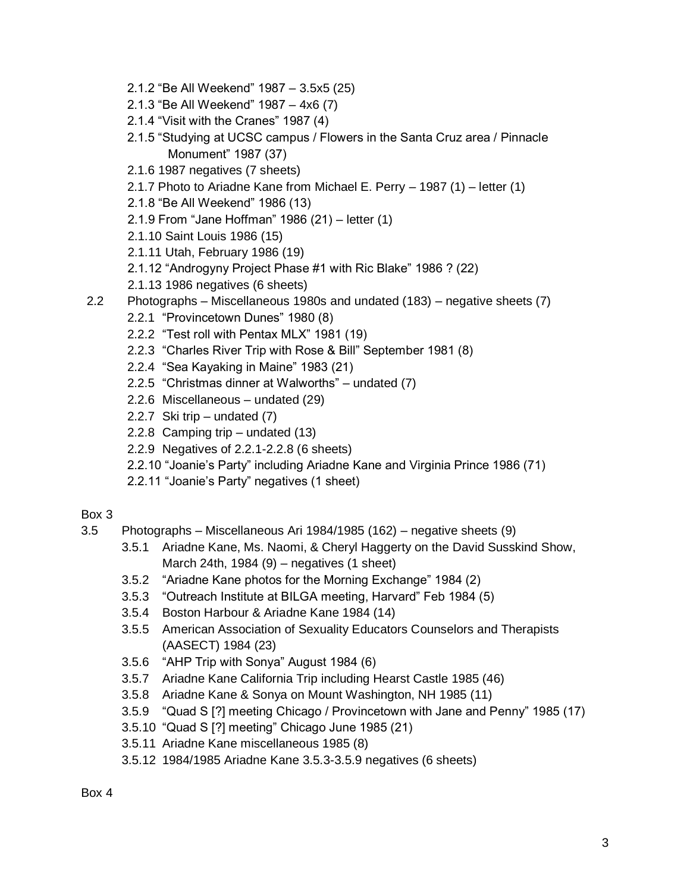- 2.1.2 “Be All Weekend” 1987 – 3.5x5 (25)
- 2.1.3 “Be All Weekend” 1987 – 4x6 (7)
- 2.1.4 “Visit with the Cranes” 1987 (4)
- 2.1.5 “Studying at UCSC campus / Flowers in the Santa Cruz area / Pinnacle Monument” 1987 (37)
- 2.1.6 1987 negatives (7 sheets)
- 2.1.7 Photo to Ariadne Kane from Michael E. Perry – 1987 (1) – letter (1)
- 2.1.8 “Be All Weekend” 1986 (13)
- 2.1.9 From “Jane Hoffman” 1986 (21) – letter (1)
- 2.1.10 Saint Louis 1986 (15)
- 2.1.11 Utah, February 1986 (19)
- 2.1.12 “Androgyny Project Phase #1 with Ric Blake” 1986 ? (22)
- 2.1.13 1986 negatives (6 sheets)

2.2 Photographs – Miscellaneous 1980s and undated (183) – negative sheets (7)

- 2.2.1 “Provincetown Dunes” 1980 (8)
- 2.2.2 “Test roll with Pentax MLX” 1981 (19)
- 2.2.3 “Charles River Trip with Rose & Bill” September 1981 (8)
- 2.2.4 “Sea Kayaking in Maine” 1983 (21)
- 2.2.5 “Christmas dinner at Walworths” – undated (7)
- 2.2.6 Miscellaneous – undated (29)
- 2.2.7 Ski trip – undated (7)
- 2.2.8 Camping trip – undated (13)
- 2.2.9 Negatives of 2.2.1-2.2.8 (6 sheets)
- 2.2.10 “Joanie’s Party” including Ariadne Kane and Virginia Prince 1986 (71)
- 2.2.11 “Joanie’s Party” negatives (1 sheet)

Box 3

3.5 Photographs – Miscellaneous Ari 1984/1985 (162) – negative sheets (9)

- 3.5.1 Ariadne Kane, Ms. Naomi, & Cheryl Haggerty on the David Susskind Show, March 24th, 1984 (9) – negatives (1 sheet)
- 3.5.2 “Ariadne Kane photos for the Morning Exchange” 1984 (2)
- 3.5.3 “Outreach Institute at BILGA meeting, Harvard” Feb 1984 (5)
- 3.5.4 Boston Harbour & Ariadne Kane 1984 (14)
- 3.5.5 American Association of Sexuality Educators Counselors and Therapists (AASECT) 1984 (23)
- 3.5.6 “AHP Trip with Sonya” August 1984 (6)
- 3.5.7 Ariadne Kane California Trip including Hearst Castle 1985 (46)
- 3.5.8 Ariadne Kane & Sonya on Mount Washington, NH 1985 (11)
- 3.5.9 “Quad S [?] meeting Chicago / Provincetown with Jane and Penny” 1985 (17)
- 3.5.10 “Quad S [?] meeting” Chicago June 1985 (21)
- 3.5.11 Ariadne Kane miscellaneous 1985 (8)
- 3.5.12 1984/1985 Ariadne Kane 3.5.3-3.5.9 negatives (6 sheets)

Box 4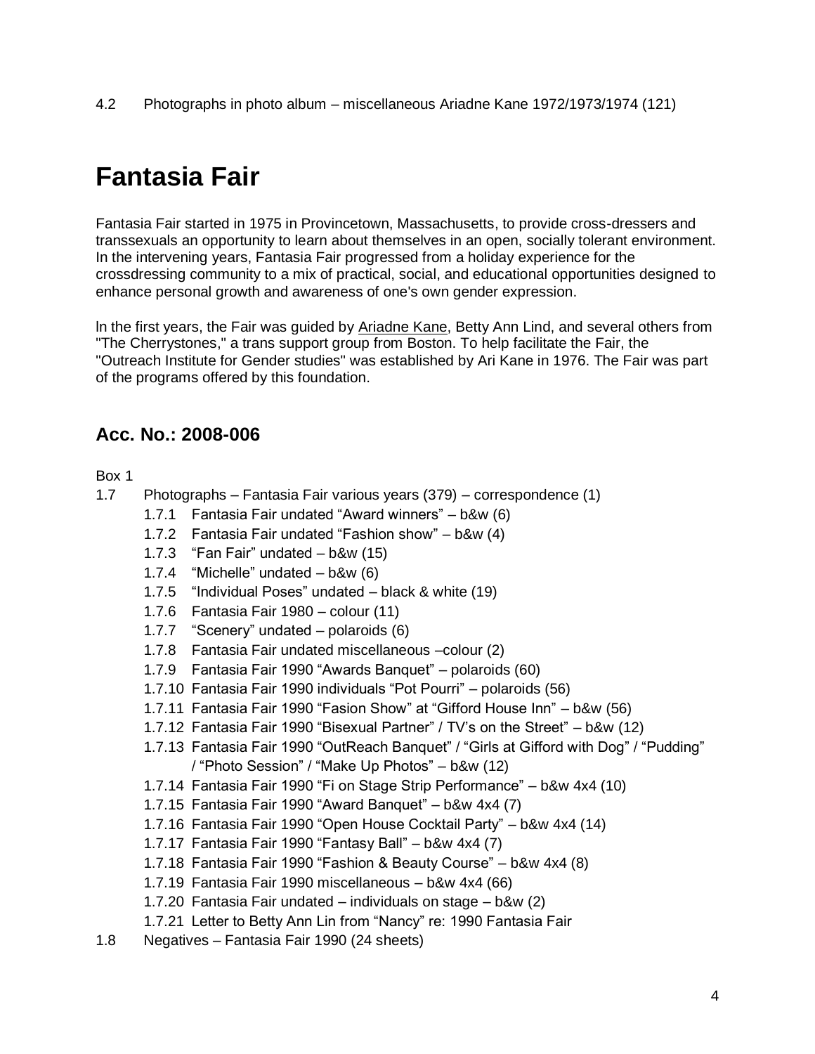4.2 Photographs in photo album – miscellaneous Ariadne Kane 1972/1973/1974 (121)

# Fantasia Fair

Fantasia Fair started in 1975 in Provincetown, Massachusetts, to provide cross-dressers and transsexuals an opportunity to learn about themselves in an open, socially tolerant environment. In the intervening years, Fantasia Fair progressed from a holiday experience for the crossdressing community to a mix of practical, social, and educational opportunities designed to enhance personal growth and awareness of one's own gender expression.

In the first years, the Fair was guided by Ariadne Kane, Betty Ann Lind, and several others from "The Cherrystones," a trans support group from Boston. To help facilitate the Fair, the "Outreach Institute for Gender studies" was established by Ari Kane in 1976. The Fair was part of the programs offered by this foundation.

## Acc. No.: 2008-006

Box 1

- 1.7 Photographs – Fantasia Fair various years (379) – correspondence (1)
    - 1.7.1 Fantasia Fair undated "Award winners" – b&w (6)
    - 1.7.2 Fantasia Fair undated "Fashion show" – b&w (4)
    - 1.7.3 "Fan Fair" undated – b&w (15)
    - 1.7.4 "Michelle" undated – b&w (6)
    - 1.7.5 "Individual Poses" undated – black & white (19)
    - 1.7.6 Fantasia Fair 1980 – colour (11)
    - 1.7.7 "Scenery" undated – polaroids (6)
    - 1.7.8 Fantasia Fair undated miscellaneous –colour (2)
    - 1.7.9 Fantasia Fair 1990 "Awards Banquet" – polaroids (60)
    - 1.7.10 Fantasia Fair 1990 individuals "Pot Pourri" – polaroids (56)
    - 1.7.11 Fantasia Fair 1990 "Fasion Show" at "Gifford House Inn" – b&w (56)
    - 1.7.12 Fantasia Fair 1990 "Bisexual Partner" / TV's on the Street" – b&w (12)
    - 1.7.13 Fantasia Fair 1990 "OutReach Banquet" / "Girls at Gifford with Dog" / "Pudding" / "Photo Session" / "Make Up Photos" – b&w (12)
    - 1.7.14 Fantasia Fair 1990 "Fi on Stage Strip Performance" – b&w 4x4 (10)
    - 1.7.15 Fantasia Fair 1990 "Award Banquet" – b&w 4x4 (7)
    - 1.7.16 Fantasia Fair 1990 "Open House Cocktail Party" – b&w 4x4 (14)
    - 1.7.17 Fantasia Fair 1990 "Fantasy Ball" – b&w 4x4 (7)
    - 1.7.18 Fantasia Fair 1990 "Fashion & Beauty Course" – b&w 4x4 (8)
    - 1.7.19 Fantasia Fair 1990 miscellaneous – b&w 4x4 (66)
    - 1.7.20 Fantasia Fair undated – individuals on stage – b&w (2)
    - 1.7.21 Letter to Betty Ann Lin from "Nancy" re: 1990 Fantasia Fair
- 1.8 Negatives – Fantasia Fair 1990 (24 sheets)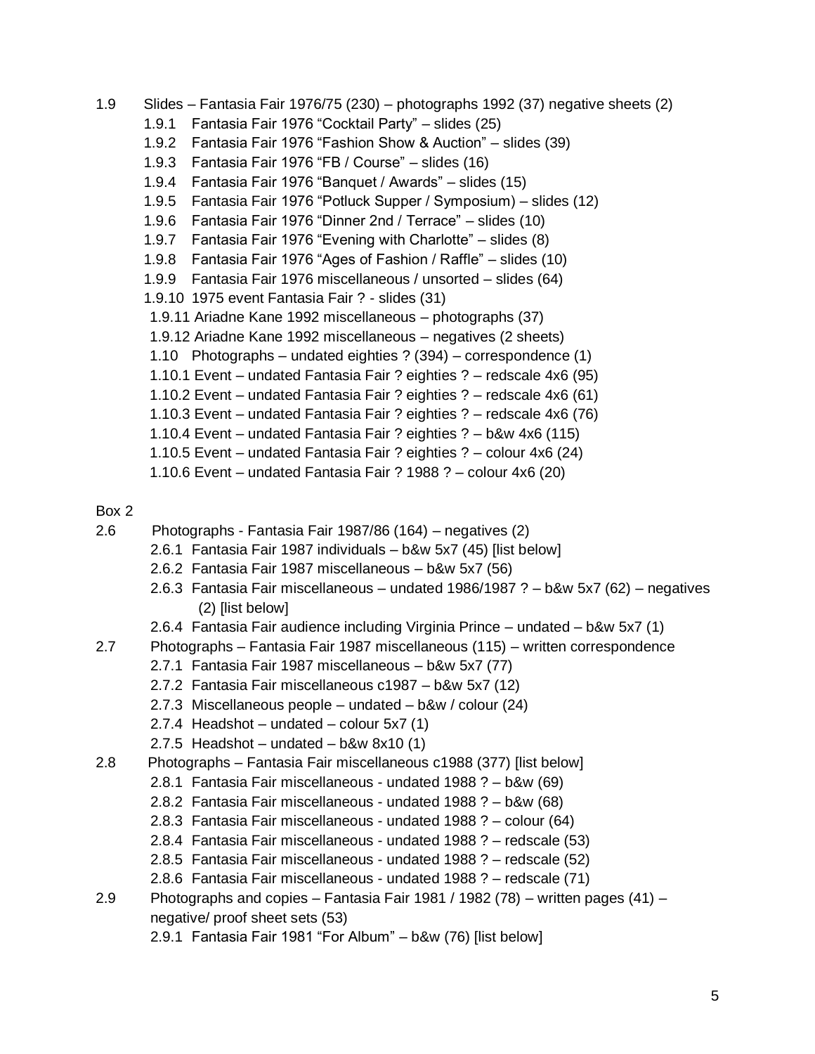1.9 Slides – Fantasia Fair 1976/75 (230) – photographs 1992 (37) negative sheets (2)

- 1.9.1 Fantasia Fair 1976 "Cocktail Party" – slides (25)
- 1.9.2 Fantasia Fair 1976 "Fashion Show & Auction" – slides (39)
- 1.9.3 Fantasia Fair 1976 "FB / Course" – slides (16)
- 1.9.4 Fantasia Fair 1976 "Banquet / Awards" – slides (15)
- 1.9.5 Fantasia Fair 1976 "Potluck Supper / Symposium) – slides (12)
- 1.9.6 Fantasia Fair 1976 "Dinner 2nd / Terrace" – slides (10)
- 1.9.7 Fantasia Fair 1976 "Evening with Charlotte" – slides (8)
- 1.9.8 Fantasia Fair 1976 "Ages of Fashion / Raffle" – slides (10)
- 1.9.9 Fantasia Fair 1976 miscellaneous / unsorted – slides (64)
- 1.9.10 1975 event Fantasia Fair ? - slides (31)
- 1.9.11 Ariadne Kane 1992 miscellaneous – photographs (37)
- 1.9.12 Ariadne Kane 1992 miscellaneous – negatives (2 sheets)

1.10 Photographs – undated eighties ? (394) – correspondence (1)

- 1.10.1 Event – undated Fantasia Fair ? eighties ? – redscale 4x6 (95)
- 1.10.2 Event – undated Fantasia Fair ? eighties ? – redscale 4x6 (61)
- 1.10.3 Event – undated Fantasia Fair ? eighties ? – redscale 4x6 (76)
- 1.10.4 Event – undated Fantasia Fair ? eighties ? – b&w 4x6 (115)
- 1.10.5 Event – undated Fantasia Fair ? eighties ? – colour 4x6 (24)
- 1.10.6 Event – undated Fantasia Fair ? 1988 ? – colour 4x6 (20)

Box 2

2.6 Photographs - Fantasia Fair 1987/86 (164) – negatives (2)

- 2.6.1 Fantasia Fair 1987 individuals – b&w 5x7 (45) [list below]
- 2.6.2 Fantasia Fair 1987 miscellaneous – b&w 5x7 (56)
- 2.6.3 Fantasia Fair miscellaneous – undated 1986/1987 ? – b&w 5x7 (62) – negatives (2) [list below]
- 2.6.4 Fantasia Fair audience including Virginia Prince – undated – b&w 5x7 (1)

2.7 Photographs – Fantasia Fair 1987 miscellaneous (115) – written correspondence

- 2.7.1 Fantasia Fair 1987 miscellaneous – b&w 5x7 (77)
- 2.7.2 Fantasia Fair miscellaneous c1987 – b&w 5x7 (12)
- 2.7.3 Miscellaneous people – undated – b&w / colour (24)
- 2.7.4 Headshot – undated – colour 5x7 (1)
- 2.7.5 Headshot – undated – b&w 8x10 (1)

2.8 Photographs – Fantasia Fair miscellaneous c1988 (377) [list below]

- 2.8.1 Fantasia Fair miscellaneous - undated 1988 ? – b&w (69)
- 2.8.2 Fantasia Fair miscellaneous - undated 1988 ? – b&w (68)
- 2.8.3 Fantasia Fair miscellaneous - undated 1988 ? – colour (64)
- 2.8.4 Fantasia Fair miscellaneous - undated 1988 ? – redscale (53)
- 2.8.5 Fantasia Fair miscellaneous - undated 1988 ? – redscale (52)
- 2.8.6 Fantasia Fair miscellaneous - undated 1988 ? – redscale (71)

2.9 Photographs and copies – Fantasia Fair 1981 / 1982 (78) – written pages (41) – negative/ proof sheet sets (53)

- 2.9.1 Fantasia Fair 1981 "For Album" – b&w (76) [list below]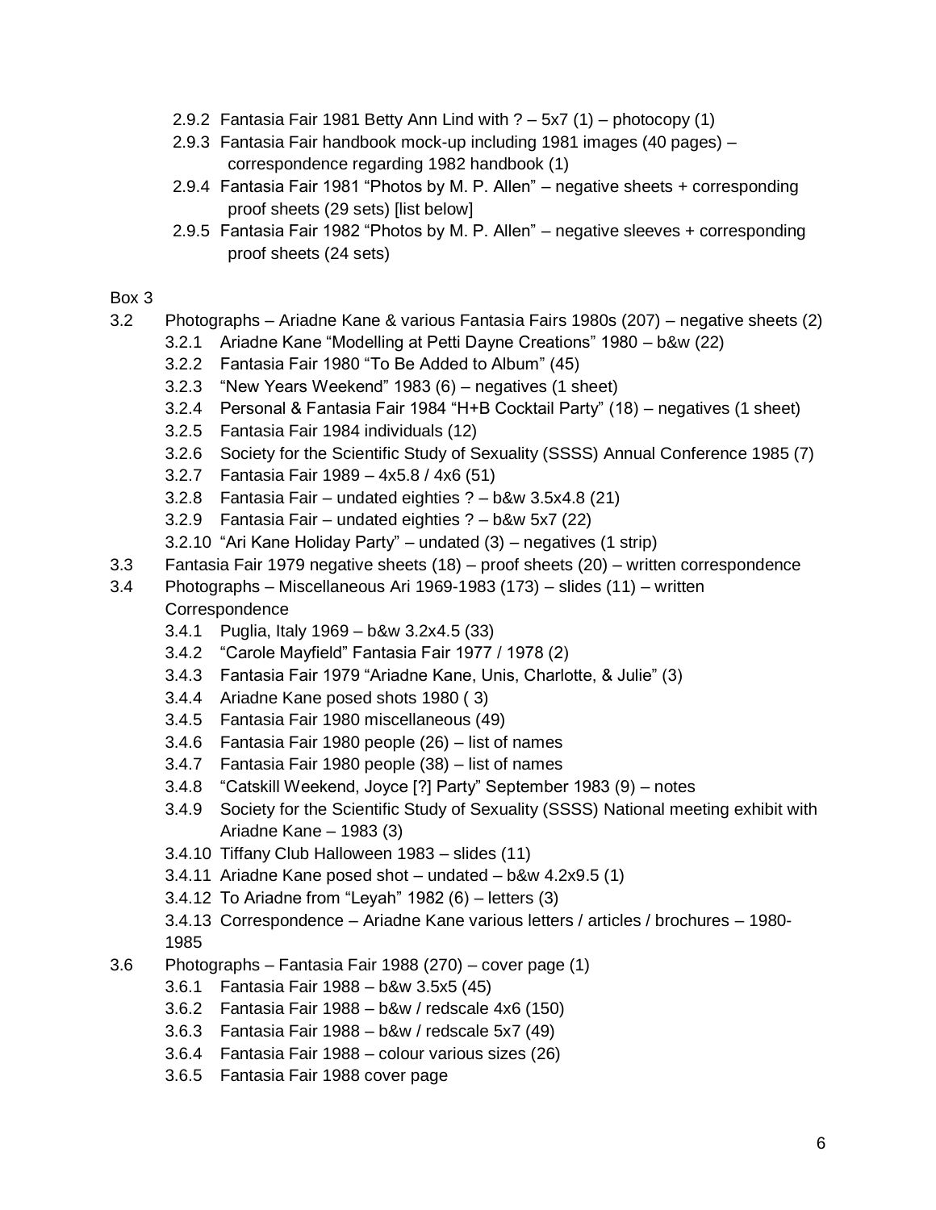- 2.9.2 Fantasia Fair 1981 Betty Ann Lind with ? – 5x7 (1) – photocopy (1)
- 2.9.3 Fantasia Fair handbook mock-up including 1981 images (40 pages) – correspondence regarding 1982 handbook (1)
- 2.9.4 Fantasia Fair 1981 "Photos by M. P. Allen" – negative sheets + corresponding proof sheets (29 sets) [list below]
- 2.9.5 Fantasia Fair 1982 "Photos by M. P. Allen" – negative sleeves + corresponding proof sheets (24 sets)

Box 3

- 3.2 Photographs – Ariadne Kane & various Fantasia Fairs 1980s (207) – negative sheets (2)
  - 3.2.1 Ariadne Kane "Modelling at Petti Dayne Creations" 1980 – b&w (22)
  - 3.2.2 Fantasia Fair 1980 "To Be Added to Album" (45)
  - 3.2.3 "New Years Weekend" 1983 (6) – negatives (1 sheet)
  - 3.2.4 Personal & Fantasia Fair 1984 "H+B Cocktail Party" (18) – negatives (1 sheet)
  - 3.2.5 Fantasia Fair 1984 individuals (12)
  - 3.2.6 Society for the Scientific Study of Sexuality (SSSS) Annual Conference 1985 (7)
  - 3.2.7 Fantasia Fair 1989 – 4x5.8 / 4x6 (51)
  - 3.2.8 Fantasia Fair – undated eighties ? – b&w 3.5x4.8 (21)
  - 3.2.9 Fantasia Fair – undated eighties ? – b&w 5x7 (22)
  - 3.2.10 "Ari Kane Holiday Party" – undated (3) – negatives (1 strip)
- 3.3 Fantasia Fair 1979 negative sheets (18) – proof sheets (20) – written correspondence
- 3.4 Photographs – Miscellaneous Ari 1969-1983 (173) – slides (11) – written Correspondence
  - 3.4.1 Puglia, Italy 1969 – b&w 3.2x4.5 (33)
  - 3.4.2 "Carole Mayfield" Fantasia Fair 1977 / 1978 (2)
  - 3.4.3 Fantasia Fair 1979 "Ariadne Kane, Unis, Charlotte, & Julie" (3)
  - 3.4.4 Ariadne Kane posed shots 1980 ( 3)
  - 3.4.5 Fantasia Fair 1980 miscellaneous (49)
  - 3.4.6 Fantasia Fair 1980 people (26) – list of names
  - 3.4.7 Fantasia Fair 1980 people (38) – list of names
  - 3.4.8 "Catskill Weekend, Joyce [?] Party" September 1983 (9) – notes
  - 3.4.9 Society for the Scientific Study of Sexuality (SSSS) National meeting exhibit with Ariadne Kane – 1983 (3)
  - 3.4.10 Tiffany Club Halloween 1983 – slides (11)
  - 3.4.11 Ariadne Kane posed shot – undated – b&w 4.2x9.5 (1)
  - 3.4.12 To Ariadne from "Leyah" 1982 (6) – letters (3)
  - 3.4.13 Correspondence – Ariadne Kane various letters / articles / brochures – 1980-1985
- 3.6 Photographs – Fantasia Fair 1988 (270) – cover page (1)
  - 3.6.1 Fantasia Fair 1988 – b&w 3.5x5 (45)
  - 3.6.2 Fantasia Fair 1988 – b&w / redscale 4x6 (150)
  - 3.6.3 Fantasia Fair 1988 – b&w / redscale 5x7 (49)
  - 3.6.4 Fantasia Fair 1988 – colour various sizes (26)
  - 3.6.5 Fantasia Fair 1988 cover page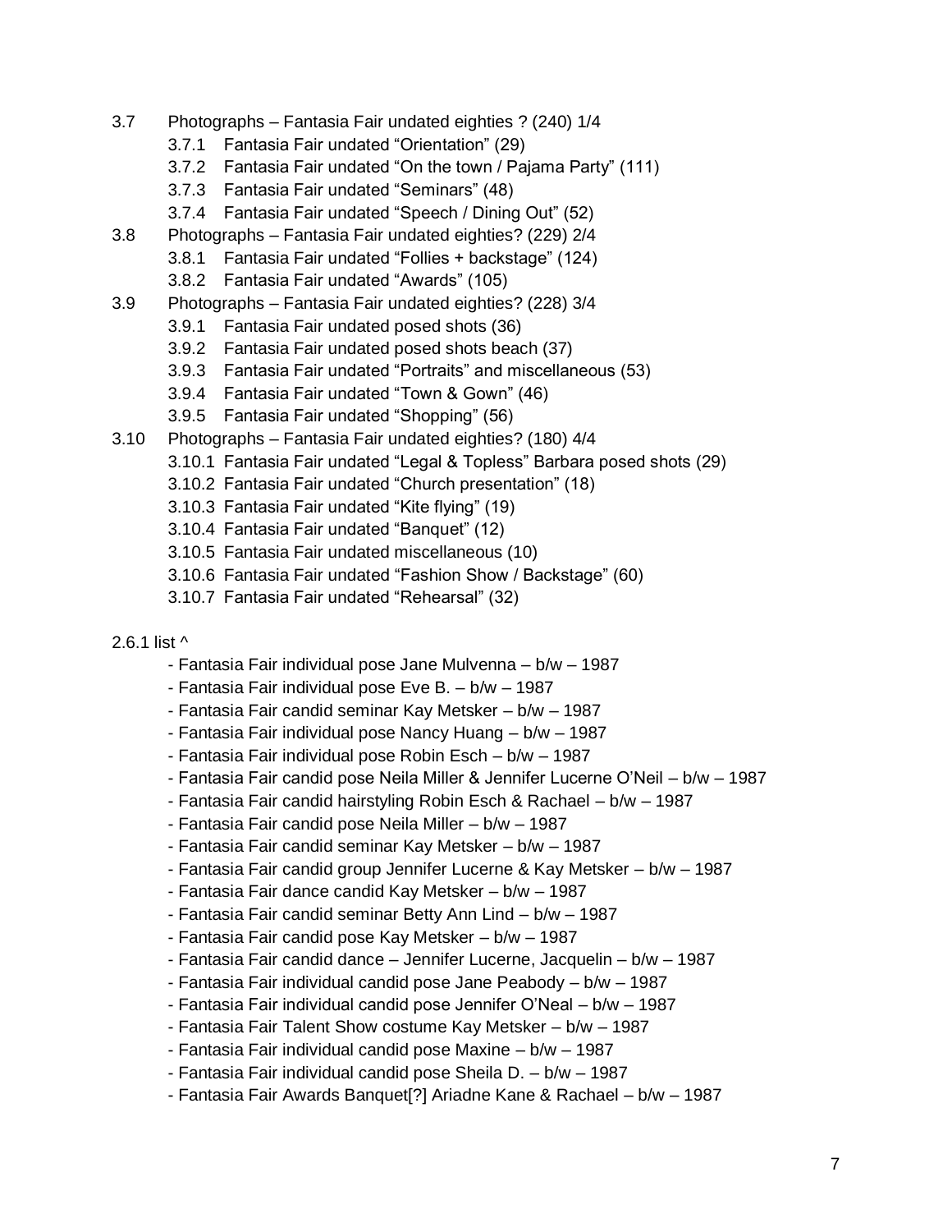- 3.7 Photographs – Fantasia Fair undated eighties ? (240) 1/4
    - 3.7.1 Fantasia Fair undated “Orientation” (29)
    - 3.7.2 Fantasia Fair undated “On the town / Pajama Party” (111)
    - 3.7.3 Fantasia Fair undated “Seminars” (48)
    - 3.7.4 Fantasia Fair undated “Speech / Dining Out” (52)
- 3.8 Photographs – Fantasia Fair undated eighties? (229) 2/4
    - 3.8.1 Fantasia Fair undated “Follies + backstage” (124)
    - 3.8.2 Fantasia Fair undated “Awards” (105)
- 3.9 Photographs – Fantasia Fair undated eighties? (228) 3/4
    - 3.9.1 Fantasia Fair undated posed shots (36)
    - 3.9.2 Fantasia Fair undated posed shots beach (37)
    - 3.9.3 Fantasia Fair undated “Portraits” and miscellaneous (53)
    - 3.9.4 Fantasia Fair undated “Town & Gown” (46)
    - 3.9.5 Fantasia Fair undated “Shopping” (56)
- 3.10 Photographs – Fantasia Fair undated eighties? (180) 4/4
    - 3.10.1 Fantasia Fair undated “Legal & Topless” Barbara posed shots (29)
    - 3.10.2 Fantasia Fair undated “Church presentation” (18)
    - 3.10.3 Fantasia Fair undated “Kite flying” (19)
    - 3.10.4 Fantasia Fair undated “Banquet” (12)
    - 3.10.5 Fantasia Fair undated miscellaneous (10)
    - 3.10.6 Fantasia Fair undated “Fashion Show / Backstage” (60)
    - 3.10.7 Fantasia Fair undated “Rehearsal” (32)

2.6.1 list ^

- Fantasia Fair individual pose Jane Mulvenna – b/w – 1987
- Fantasia Fair individual pose Eve B. – b/w – 1987
- Fantasia Fair candid seminar Kay Metsker – b/w – 1987
- Fantasia Fair individual pose Nancy Huang – b/w – 1987
- Fantasia Fair individual pose Robin Esch – b/w – 1987
- Fantasia Fair candid pose Neila Miller & Jennifer Lucerne O’Neil – b/w – 1987
- Fantasia Fair candid hairstyling Robin Esch & Rachael – b/w – 1987
- Fantasia Fair candid pose Neila Miller – b/w – 1987
- Fantasia Fair candid seminar Kay Metsker – b/w – 1987
- Fantasia Fair candid group Jennifer Lucerne & Kay Metsker – b/w – 1987
- Fantasia Fair dance candid Kay Metsker – b/w – 1987
- Fantasia Fair candid seminar Betty Ann Lind – b/w – 1987
- Fantasia Fair candid pose Kay Metsker – b/w – 1987
- Fantasia Fair candid dance – Jennifer Lucerne, Jacquelin – b/w – 1987
- Fantasia Fair individual candid pose Jane Peabody – b/w – 1987
- Fantasia Fair individual candid pose Jennifer O’Neal – b/w – 1987
- Fantasia Fair Talent Show costume Kay Metsker – b/w – 1987
- Fantasia Fair individual candid pose Maxine – b/w – 1987
- Fantasia Fair individual candid pose Sheila D. – b/w – 1987
- Fantasia Fair Awards Banquet[?] Ariadne Kane & Rachael – b/w – 1987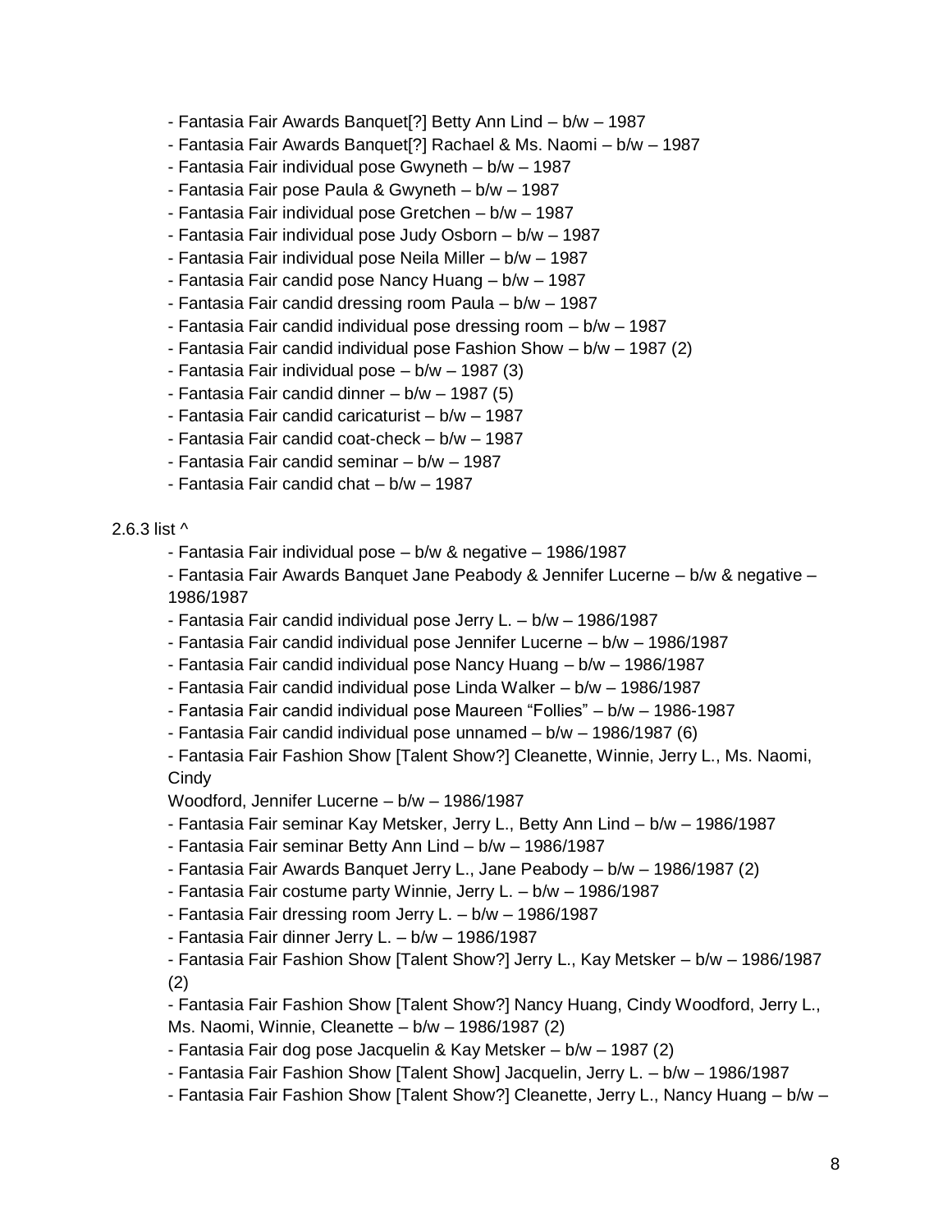- Fantasia Fair Awards Banquet[?] Betty Ann Lind – b/w – 1987
- Fantasia Fair Awards Banquet[?] Rachael & Ms. Naomi – b/w – 1987
- Fantasia Fair individual pose Gwyneth – b/w – 1987
- Fantasia Fair pose Paula & Gwyneth – b/w – 1987
- Fantasia Fair individual pose Gretchen – b/w – 1987
- Fantasia Fair individual pose Judy Osborn – b/w – 1987
- Fantasia Fair individual pose Neila Miller – b/w – 1987
- Fantasia Fair candid pose Nancy Huang – b/w – 1987
- Fantasia Fair candid dressing room Paula – b/w – 1987
- Fantasia Fair candid individual pose dressing room – b/w – 1987
- Fantasia Fair candid individual pose Fashion Show – b/w – 1987 (2)
- Fantasia Fair individual pose – b/w – 1987 (3)
- Fantasia Fair candid dinner – b/w – 1987 (5)
- Fantasia Fair candid caricaturist – b/w – 1987
- Fantasia Fair candid coat-check – b/w – 1987
- Fantasia Fair candid seminar – b/w – 1987
- Fantasia Fair candid chat – b/w – 1987

2.6.3 list ^

- Fantasia Fair individual pose – b/w & negative – 1986/1987
- Fantasia Fair Awards Banquet Jane Peabody & Jennifer Lucerne – b/w & negative – 1986/1987
- Fantasia Fair candid individual pose Jerry L. – b/w – 1986/1987
- Fantasia Fair candid individual pose Jennifer Lucerne – b/w – 1986/1987
- Fantasia Fair candid individual pose Nancy Huang – b/w – 1986/1987
- Fantasia Fair candid individual pose Linda Walker – b/w – 1986/1987
- Fantasia Fair candid individual pose Maureen “Follies” – b/w – 1986-1987
- Fantasia Fair candid individual pose unnamed – b/w – 1986/1987 (6)
- Fantasia Fair Fashion Show [Talent Show?] Cleanette, Winnie, Jerry L., Ms. Naomi, Cindy Woodford, Jennifer Lucerne – b/w – 1986/1987
- Fantasia Fair seminar Kay Metsker, Jerry L., Betty Ann Lind – b/w – 1986/1987
- Fantasia Fair seminar Betty Ann Lind – b/w – 1986/1987
- Fantasia Fair Awards Banquet Jerry L., Jane Peabody – b/w – 1986/1987 (2)
- Fantasia Fair costume party Winnie, Jerry L. – b/w – 1986/1987
- Fantasia Fair dressing room Jerry L. – b/w – 1986/1987
- Fantasia Fair dinner Jerry L. – b/w – 1986/1987
- Fantasia Fair Fashion Show [Talent Show?] Jerry L., Kay Metsker – b/w – 1986/1987 (2)
- Fantasia Fair Fashion Show [Talent Show?] Nancy Huang, Cindy Woodford, Jerry L., Ms. Naomi, Winnie, Cleanette – b/w – 1986/1987 (2)
- Fantasia Fair dog pose Jacquelin & Kay Metsker – b/w – 1987 (2)
- Fantasia Fair Fashion Show [Talent Show] Jacquelin, Jerry L. – b/w – 1986/1987
- Fantasia Fair Fashion Show [Talent Show?] Cleanette, Jerry L., Nancy Huang – b/w –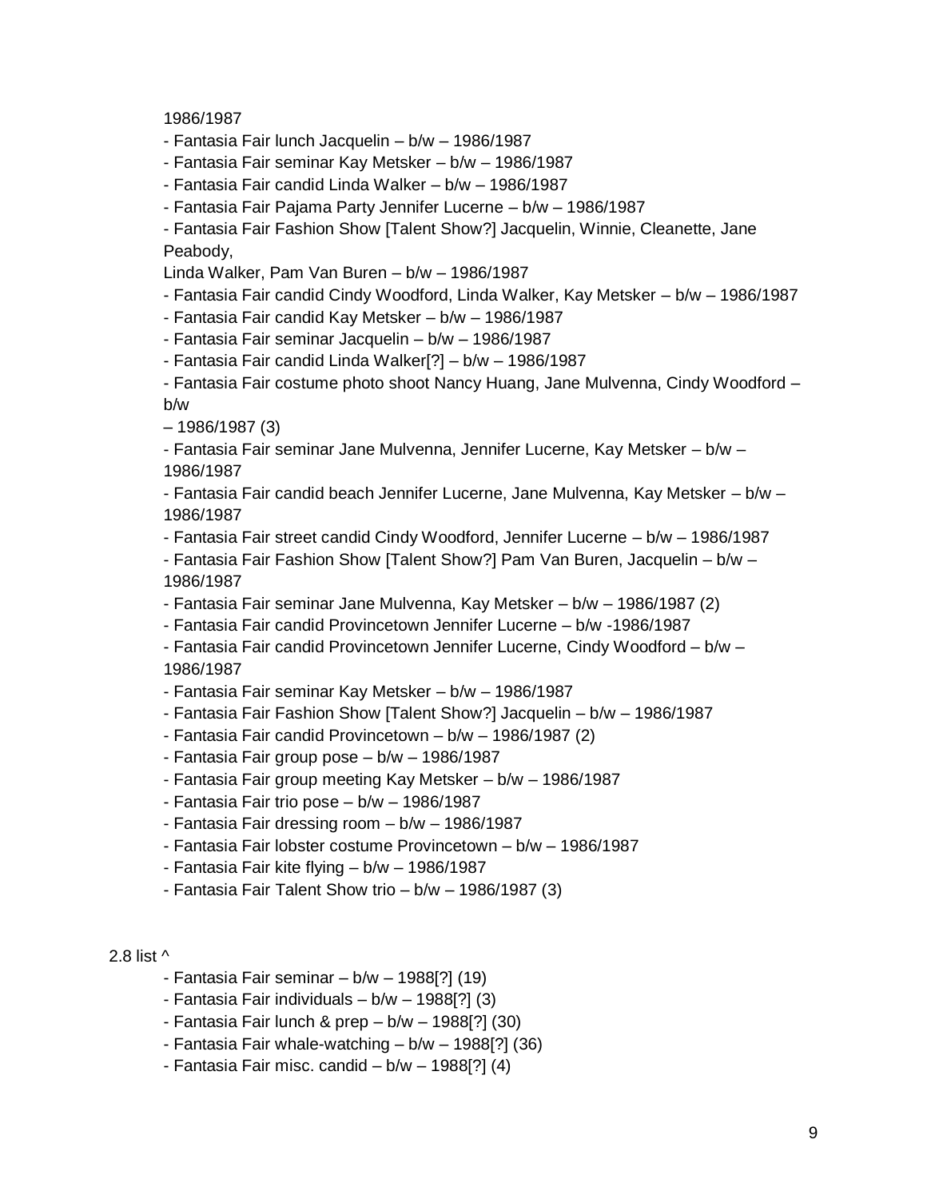1986/1987

- Fantasia Fair lunch Jacquelin – b/w – 1986/1987
- Fantasia Fair seminar Kay Metsker – b/w – 1986/1987
- Fantasia Fair candid Linda Walker – b/w – 1986/1987
- Fantasia Fair Pajama Party Jennifer Lucerne – b/w – 1986/1987
- Fantasia Fair Fashion Show [Talent Show?] Jacquelin, Winnie, Cleanette, Jane Peabody, Linda Walker, Pam Van Buren – b/w – 1986/1987
- Fantasia Fair candid Cindy Woodford, Linda Walker, Kay Metsker – b/w – 1986/1987
- Fantasia Fair candid Kay Metsker – b/w – 1986/1987
- Fantasia Fair seminar Jacquelin – b/w – 1986/1987
- Fantasia Fair candid Linda Walker[?] – b/w – 1986/1987
- Fantasia Fair costume photo shoot Nancy Huang, Jane Mulvenna, Cindy Woodford – b/w – 1986/1987 (3)
- Fantasia Fair seminar Jane Mulvenna, Jennifer Lucerne, Kay Metsker – b/w – 1986/1987
- Fantasia Fair candid beach Jennifer Lucerne, Jane Mulvenna, Kay Metsker – b/w – 1986/1987
- Fantasia Fair street candid Cindy Woodford, Jennifer Lucerne – b/w – 1986/1987
- Fantasia Fair Fashion Show [Talent Show?] Pam Van Buren, Jacquelin – b/w – 1986/1987
- Fantasia Fair seminar Jane Mulvenna, Kay Metsker – b/w – 1986/1987 (2)
- Fantasia Fair candid Provincetown Jennifer Lucerne – b/w -1986/1987
- Fantasia Fair candid Provincetown Jennifer Lucerne, Cindy Woodford – b/w – 1986/1987
- Fantasia Fair seminar Kay Metsker – b/w – 1986/1987
- Fantasia Fair Fashion Show [Talent Show?] Jacquelin – b/w – 1986/1987
- Fantasia Fair candid Provincetown – b/w – 1986/1987 (2)
- Fantasia Fair group pose – b/w – 1986/1987
- Fantasia Fair group meeting Kay Metsker – b/w – 1986/1987
- Fantasia Fair trio pose – b/w – 1986/1987
- Fantasia Fair dressing room – b/w – 1986/1987
- Fantasia Fair lobster costume Provincetown – b/w – 1986/1987
- Fantasia Fair kite flying – b/w – 1986/1987
- Fantasia Fair Talent Show trio – b/w – 1986/1987 (3)

2.8 list ^

- Fantasia Fair seminar – b/w – 1988[?] (19)
- Fantasia Fair individuals – b/w – 1988[?] (3)
- Fantasia Fair lunch & prep – b/w – 1988[?] (30)
- Fantasia Fair whale-watching – b/w – 1988[?] (36)
- Fantasia Fair misc. candid – b/w – 1988[?] (4)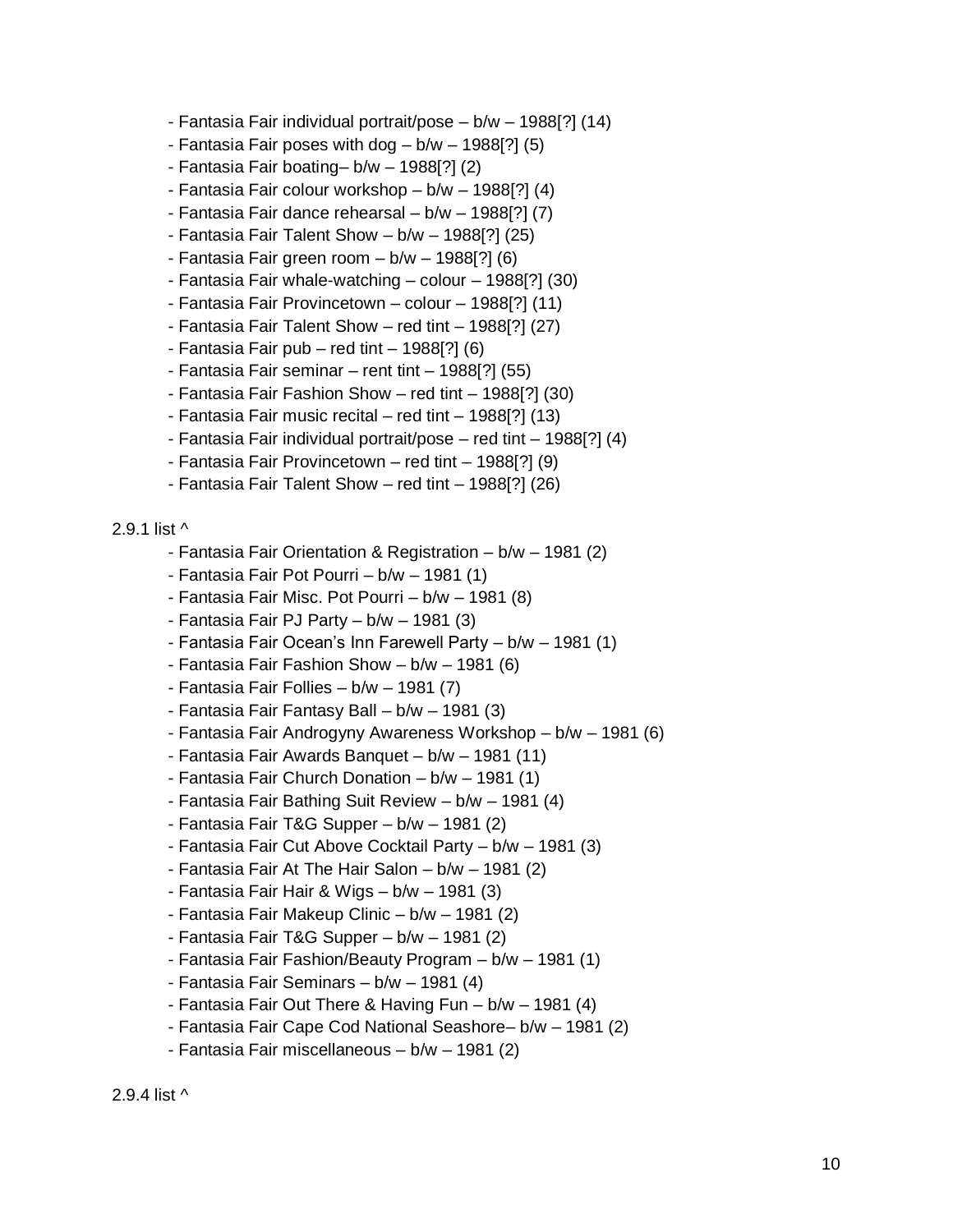- Fantasia Fair individual portrait/pose – b/w – 1988[?] (14)
- Fantasia Fair poses with dog – b/w – 1988[?] (5)
- Fantasia Fair boating– b/w – 1988[?] (2)
- Fantasia Fair colour workshop – b/w – 1988[?] (4)
- Fantasia Fair dance rehearsal – b/w – 1988[?] (7)
- Fantasia Fair Talent Show – b/w – 1988[?] (25)
- Fantasia Fair green room – b/w – 1988[?] (6)
- Fantasia Fair whale-watching – colour – 1988[?] (30)
- Fantasia Fair Provincetown – colour – 1988[?] (11)
- Fantasia Fair Talent Show – red tint – 1988[?] (27)
- Fantasia Fair pub – red tint – 1988[?] (6)
- Fantasia Fair seminar – rent tint – 1988[?] (55)
- Fantasia Fair Fashion Show – red tint – 1988[?] (30)
- Fantasia Fair music recital – red tint – 1988[?] (13)
- Fantasia Fair individual portrait/pose – red tint – 1988[?] (4)
- Fantasia Fair Provincetown – red tint – 1988[?] (9)
- Fantasia Fair Talent Show – red tint – 1988[?] (26)

2.9.1 list ^

- Fantasia Fair Orientation & Registration – b/w – 1981 (2)
- Fantasia Fair Pot Pourri – b/w – 1981 (1)
- Fantasia Fair Misc. Pot Pourri – b/w – 1981 (8)
- Fantasia Fair PJ Party – b/w – 1981 (3)
- Fantasia Fair Ocean's Inn Farewell Party – b/w – 1981 (1)
- Fantasia Fair Fashion Show – b/w – 1981 (6)
- Fantasia Fair Follies – b/w – 1981 (7)
- Fantasia Fair Fantasy Ball – b/w – 1981 (3)
- Fantasia Fair Androgyny Awareness Workshop – b/w – 1981 (6)
- Fantasia Fair Awards Banquet – b/w – 1981 (11)
- Fantasia Fair Church Donation – b/w – 1981 (1)
- Fantasia Fair Bathing Suit Review – b/w – 1981 (4)
- Fantasia Fair T&G Supper – b/w – 1981 (2)
- Fantasia Fair Cut Above Cocktail Party – b/w – 1981 (3)
- Fantasia Fair At The Hair Salon – b/w – 1981 (2)
- Fantasia Fair Hair & Wigs – b/w – 1981 (3)
- Fantasia Fair Makeup Clinic – b/w – 1981 (2)
- Fantasia Fair T&G Supper – b/w – 1981 (2)
- Fantasia Fair Fashion/Beauty Program – b/w – 1981 (1)
- Fantasia Fair Seminars – b/w – 1981 (4)
- Fantasia Fair Out There & Having Fun – b/w – 1981 (4)
- Fantasia Fair Cape Cod National Seashore– b/w – 1981 (2)
- Fantasia Fair miscellaneous – b/w – 1981 (2)

2.9.4 list ^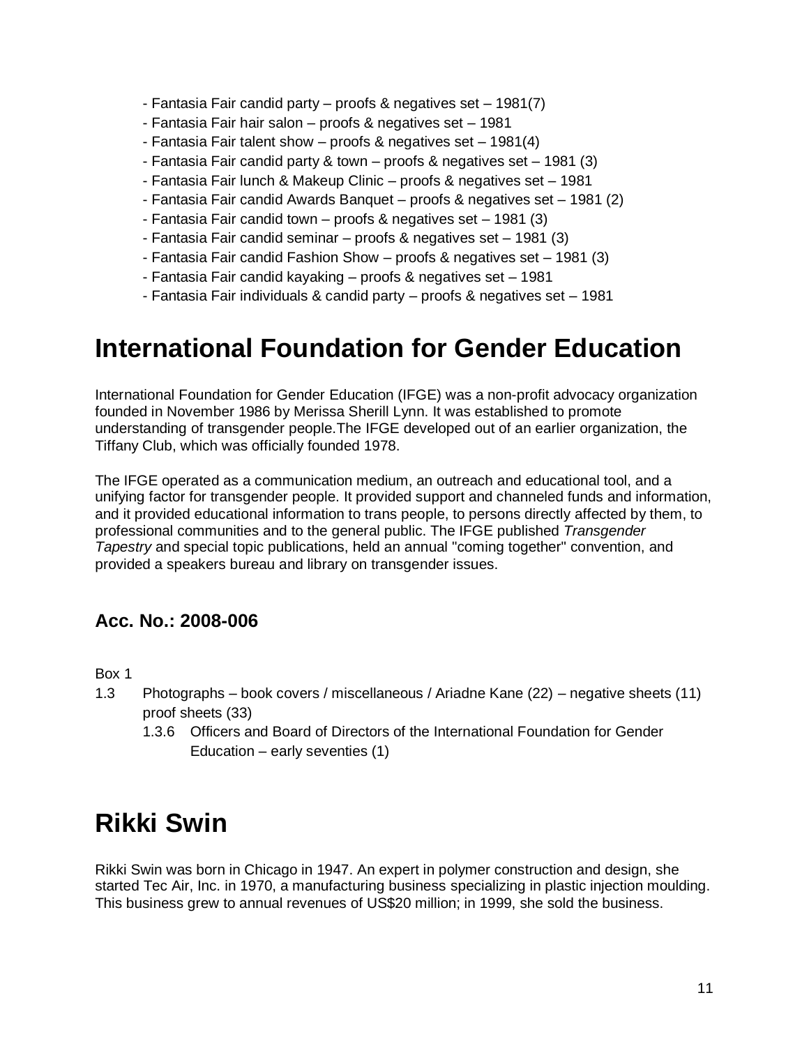- Fantasia Fair candid party – proofs & negatives set – 1981(7)
- Fantasia Fair hair salon – proofs & negatives set – 1981
- Fantasia Fair talent show – proofs & negatives set – 1981(4)
- Fantasia Fair candid party & town – proofs & negatives set – 1981 (3)
- Fantasia Fair lunch & Makeup Clinic – proofs & negatives set – 1981
- Fantasia Fair candid Awards Banquet – proofs & negatives set – 1981 (2)
- Fantasia Fair candid town – proofs & negatives set – 1981 (3)
- Fantasia Fair candid seminar – proofs & negatives set – 1981 (3)
- Fantasia Fair candid Fashion Show – proofs & negatives set – 1981 (3)
- Fantasia Fair candid kayaking – proofs & negatives set – 1981
- Fantasia Fair individuals & candid party – proofs & negatives set – 1981

# International Foundation for Gender Education

International Foundation for Gender Education (IFGE) was a non-profit advocacy organization founded in November 1986 by Merissa Sherill Lynn. It was established to promote understanding of transgender people.The IFGE developed out of an earlier organization, the Tiffany Club, which was officially founded 1978.

The IFGE operated as a communication medium, an outreach and educational tool, and a unifying factor for transgender people. It provided support and channeled funds and information, and it provided educational information to trans people, to persons directly affected by them, to professional communities and to the general public. The IFGE published *Transgender Tapestry* and special topic publications, held an annual "coming together" convention, and provided a speakers bureau and library on transgender issues.

### Acc. No.: 2008-006

Box 1

1.3 Photographs – book covers / miscellaneous / Ariadne Kane (22) – negative sheets (11) proof sheets (33)
   - 1.3.6 Officers and Board of Directors of the International Foundation for Gender Education – early seventies (1)

# Rikki Swin

Rikki Swin was born in Chicago in 1947. An expert in polymer construction and design, she started Tec Air, Inc. in 1970, a manufacturing business specializing in plastic injection moulding. This business grew to annual revenues of US$20 million; in 1999, she sold the business.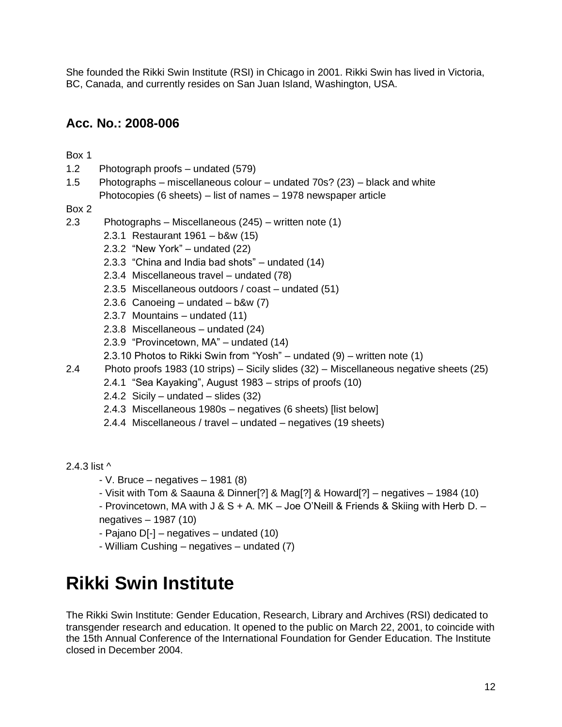She founded the Rikki Swin Institute (RSI) in Chicago in 2001. Rikki Swin has lived in Victoria, BC, Canada, and currently resides on San Juan Island, Washington, USA.

### Acc. No.: 2008-006

Box 1

1.2 Photograph proofs – undated (579)

1.5 Photographs – miscellaneous colour – undated 70s? (23) – black and white Photocopies (6 sheets) – list of names – 1978 newspaper article

Box 2

2.3 Photographs – Miscellaneous (245) – written note (1)

- 2.3.1 Restaurant 1961 – b&w (15)
- 2.3.2 "New York" – undated (22)
- 2.3.3 "China and India bad shots" – undated (14)
- 2.3.4 Miscellaneous travel – undated (78)
- 2.3.5 Miscellaneous outdoors / coast – undated (51)
- 2.3.6 Canoeing – undated – b&w (7)
- 2.3.7 Mountains – undated (11)
- 2.3.8 Miscellaneous – undated (24)
- 2.3.9 "Provincetown, MA" – undated (14)
- 2.3.10 Photos to Rikki Swin from "Yosh" – undated (9) – written note (1)

2.4 Photo proofs 1983 (10 strips) – Sicily slides (32) – Miscellaneous negative sheets (25)

- 2.4.1 "Sea Kayaking", August 1983 – strips of proofs (10)
- 2.4.2 Sicily – undated – slides (32)
- 2.4.3 Miscellaneous 1980s – negatives (6 sheets) [list below]
- 2.4.4 Miscellaneous / travel – undated – negatives (19 sheets)

2.4.3 list ^

- V. Bruce – negatives – 1981 (8)
- Visit with Tom & Saauna & Dinner[?] & Mag[?] & Howard[?] – negatives – 1984 (10)
- Provincetown, MA with J & S + A. MK – Joe O'Neill & Friends & Skiing with Herb D. – negatives – 1987 (10)
- Pajano D[-] – negatives – undated (10)
- William Cushing – negatives – undated (7)

# Rikki Swin Institute

The Rikki Swin Institute: Gender Education, Research, Library and Archives (RSI) dedicated to transgender research and education. It opened to the public on March 22, 2001, to coincide with the 15th Annual Conference of the International Foundation for Gender Education. The Institute closed in December 2004.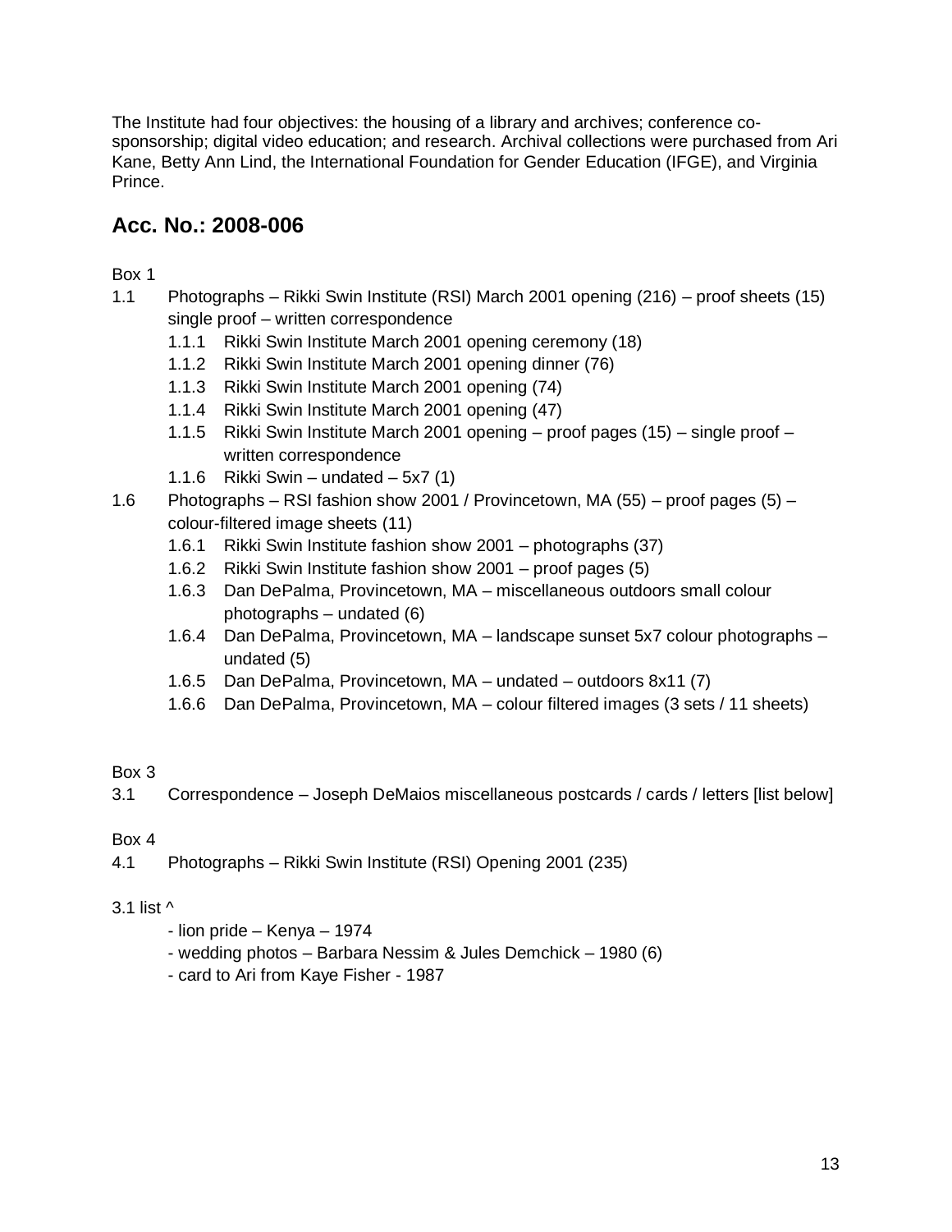The Institute had four objectives: the housing of a library and archives; conference co-sponsorship; digital video education; and research. Archival collections were purchased from Ari Kane, Betty Ann Lind, the International Foundation for Gender Education (IFGE), and Virginia Prince.

## Acc. No.: 2008-006

Box 1

- 1.1 Photographs – Rikki Swin Institute (RSI) March 2001 opening (216) – proof sheets (15) single proof – written correspondence
  - 1.1.1 Rikki Swin Institute March 2001 opening ceremony (18)
  - 1.1.2 Rikki Swin Institute March 2001 opening dinner (76)
  - 1.1.3 Rikki Swin Institute March 2001 opening (74)
  - 1.1.4 Rikki Swin Institute March 2001 opening (47)
  - 1.1.5 Rikki Swin Institute March 2001 opening – proof pages (15) – single proof – written correspondence
  - 1.1.6 Rikki Swin – undated – 5x7 (1)
- 1.6 Photographs – RSI fashion show 2001 / Provincetown, MA (55) – proof pages (5) – colour-filtered image sheets (11)
  - 1.6.1 Rikki Swin Institute fashion show 2001 – photographs (37)
  - 1.6.2 Rikki Swin Institute fashion show 2001 – proof pages (5)
  - 1.6.3 Dan DePalma, Provincetown, MA – miscellaneous outdoors small colour photographs – undated (6)
  - 1.6.4 Dan DePalma, Provincetown, MA – landscape sunset 5x7 colour photographs – undated (5)
  - 1.6.5 Dan DePalma, Provincetown, MA – undated – outdoors 8x11 (7)
  - 1.6.6 Dan DePalma, Provincetown, MA – colour filtered images (3 sets / 11 sheets)

Box 3

- 3.1 Correspondence – Joseph DeMaios miscellaneous postcards / cards / letters [list below]

Box 4

- 4.1 Photographs – Rikki Swin Institute (RSI) Opening 2001 (235)

3.1 list ^

- lion pride – Kenya – 1974
- wedding photos – Barbara Nessim & Jules Demchick – 1980 (6)
- card to Ari from Kaye Fisher - 1987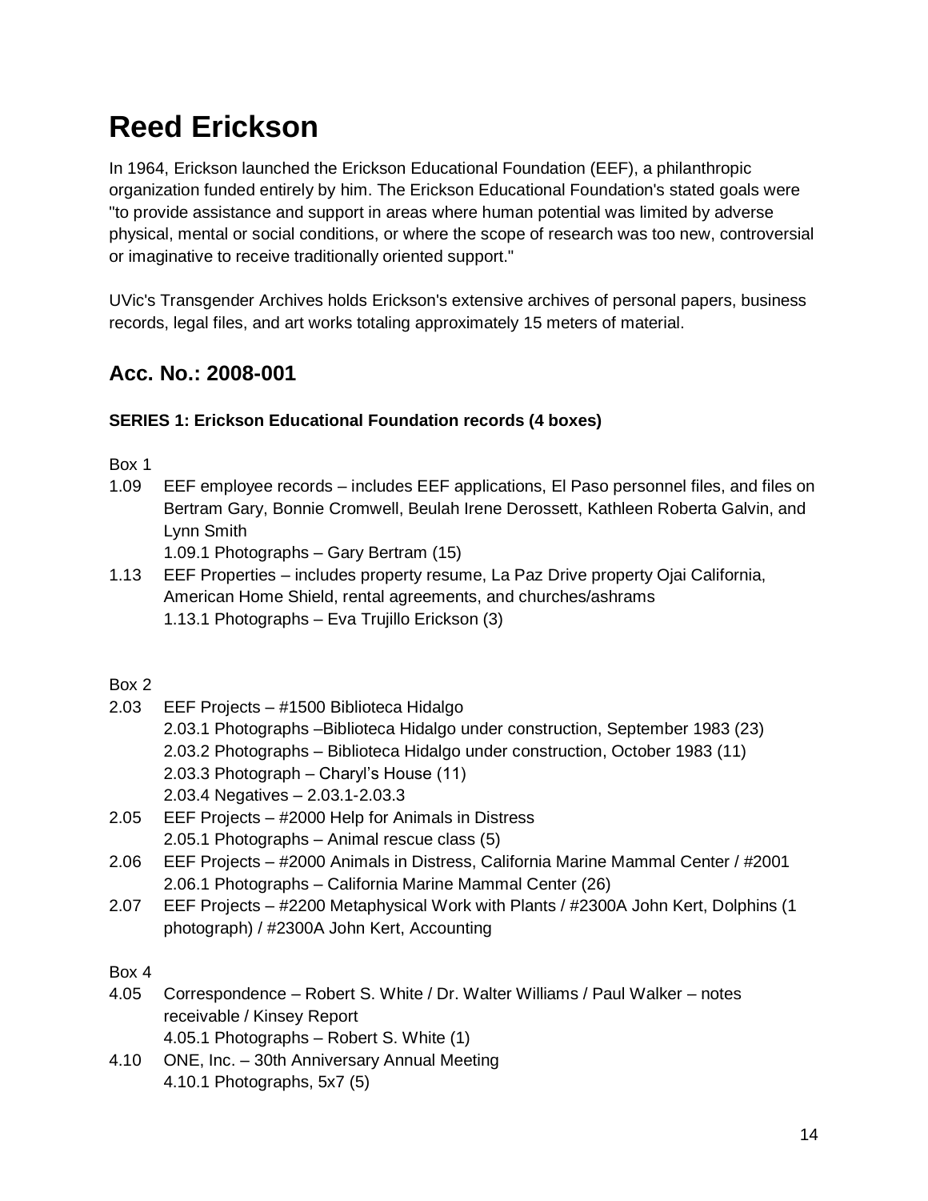# Reed Erickson

In 1964, Erickson launched the Erickson Educational Foundation (EEF), a philanthropic organization funded entirely by him. The Erickson Educational Foundation's stated goals were "to provide assistance and support in areas where human potential was limited by adverse physical, mental or social conditions, or where the scope of research was too new, controversial or imaginative to receive traditionally oriented support."

UVic's Transgender Archives holds Erickson's extensive archives of personal papers, business records, legal files, and art works totaling approximately 15 meters of material.

## Acc. No.: 2008-001

**SERIES 1: Erickson Educational Foundation records (4 boxes)**

Box 1

1.09 EEF employee records – includes EEF applications, El Paso personnel files, and files on Bertram Gary, Bonnie Cromwell, Beulah Irene Derossett, Kathleen Roberta Galvin, and Lynn Smith
 1.09.1 Photographs – Gary Bertram (15)

1.13 EEF Properties – includes property resume, La Paz Drive property Ojai California, American Home Shield, rental agreements, and churches/ashrams
 1.13.1 Photographs – Eva Trujillo Erickson (3)

Box 2

2.03 EEF Projects – #1500 Biblioteca Hidalgo
 2.03.1 Photographs –Biblioteca Hidalgo under construction, September 1983 (23)
 2.03.2 Photographs – Biblioteca Hidalgo under construction, October 1983 (11)
 2.03.3 Photograph – Charyl's House (11)
 2.03.4 Negatives – 2.03.1-2.03.3

2.05 EEF Projects – #2000 Help for Animals in Distress
 2.05.1 Photographs – Animal rescue class (5)

2.06 EEF Projects – #2000 Animals in Distress, California Marine Mammal Center / #2001
 2.06.1 Photographs – California Marine Mammal Center (26)

2.07 EEF Projects – #2200 Metaphysical Work with Plants / #2300A John Kert, Dolphins (1 photograph) / #2300A John Kert, Accounting

Box 4

4.05 Correspondence – Robert S. White / Dr. Walter Williams / Paul Walker – notes receivable / Kinsey Report
 4.05.1 Photographs – Robert S. White (1)

4.10 ONE, Inc. – 30th Anniversary Annual Meeting
 4.10.1 Photographs, 5x7 (5)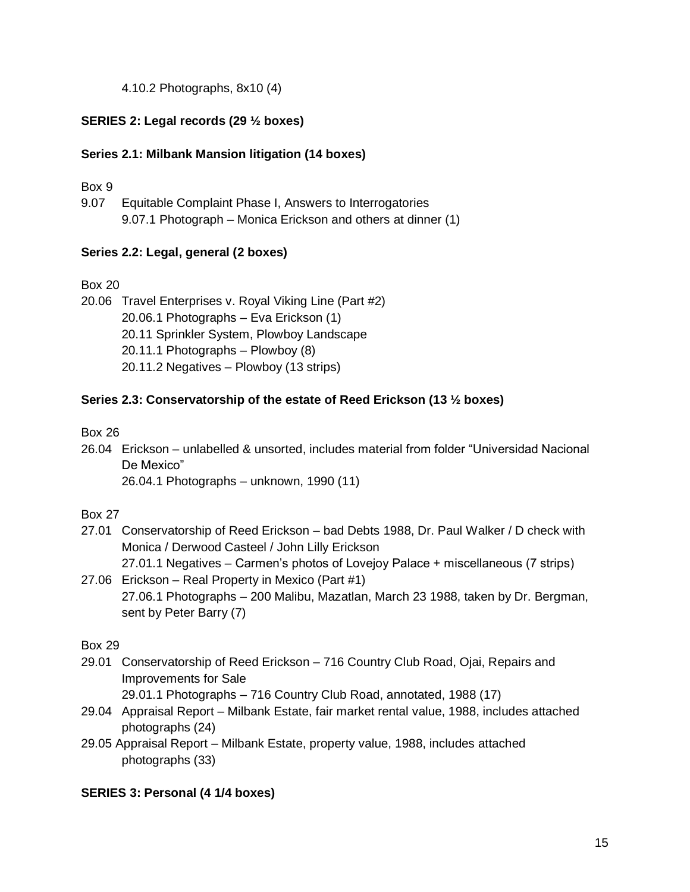4.10.2 Photographs, 8x10 (4)

**SERIES 2: Legal records (29 ½ boxes)**

**Series 2.1: Milbank Mansion litigation (14 boxes)**

Box 9

9.07 Equitable Complaint Phase I, Answers to Interrogatories
  9.07.1 Photograph – Monica Erickson and others at dinner (1)

**Series 2.2: Legal, general (2 boxes)**

Box 20

20.06 Travel Enterprises v. Royal Viking Line (Part #2)
  20.06.1 Photographs – Eva Erickson (1)
  20.11 Sprinkler System, Plowboy Landscape
  20.11.1 Photographs – Plowboy (8)
  20.11.2 Negatives – Plowboy (13 strips)

**Series 2.3: Conservatorship of the estate of Reed Erickson (13 ½ boxes)**

Box 26

26.04 Erickson – unlabelled & unsorted, includes material from folder "Universidad Nacional De Mexico"
  26.04.1 Photographs – unknown, 1990 (11)

Box 27

27.01 Conservatorship of Reed Erickson – bad Debts 1988, Dr. Paul Walker / D check with Monica / Derwood Casteel / John Lilly Erickson
  27.01.1 Negatives – Carmen's photos of Lovejoy Palace + miscellaneous (7 strips)

27.06 Erickson – Real Property in Mexico (Part #1)
  27.06.1 Photographs – 200 Malibu, Mazatlan, March 23 1988, taken by Dr. Bergman, sent by Peter Barry (7)

Box 29

29.01 Conservatorship of Reed Erickson – 716 Country Club Road, Ojai, Repairs and Improvements for Sale
  29.01.1 Photographs – 716 Country Club Road, annotated, 1988 (17)

29.04 Appraisal Report – Milbank Estate, fair market rental value, 1988, includes attached photographs (24)

29.05 Appraisal Report – Milbank Estate, property value, 1988, includes attached photographs (33)

**SERIES 3: Personal (4 1/4 boxes)**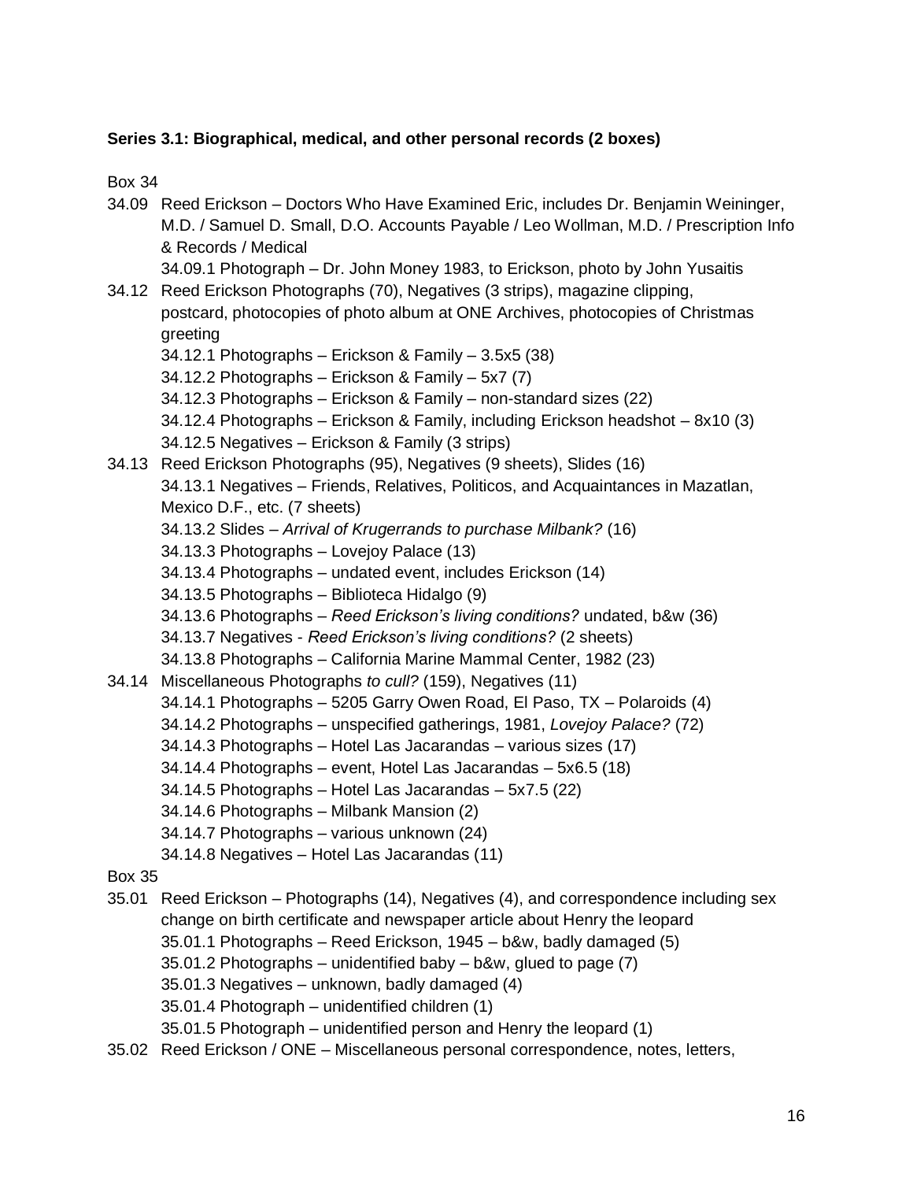**Series 3.1: Biographical, medical, and other personal records (2 boxes)**

Box 34

34.09 Reed Erickson – Doctors Who Have Examined Eric, includes Dr. Benjamin Weininger, M.D. / Samuel D. Small, D.O. Accounts Payable / Leo Wollman, M.D. / Prescription Info & Records / Medical

- 34.09.1 Photograph – Dr. John Money 1983, to Erickson, photo by John Yusaitis

34.12 Reed Erickson Photographs (70), Negatives (3 strips), magazine clipping, postcard, photocopies of photo album at ONE Archives, photocopies of Christmas greeting

- 34.12.1 Photographs – Erickson & Family – 3.5x5 (38)
- 34.12.2 Photographs – Erickson & Family – 5x7 (7)
- 34.12.3 Photographs – Erickson & Family – non-standard sizes (22)
- 34.12.4 Photographs – Erickson & Family, including Erickson headshot – 8x10 (3)
- 34.12.5 Negatives – Erickson & Family (3 strips)

34.13 Reed Erickson Photographs (95), Negatives (9 sheets), Slides (16)

- 34.13.1 Negatives – Friends, Relatives, Politicos, and Acquaintances in Mazatlan, Mexico D.F., etc. (7 sheets)
- 34.13.2 Slides – *Arrival of Krugerrands to purchase Milbank?* (16)
- 34.13.3 Photographs – Lovejoy Palace (13)
- 34.13.4 Photographs – undated event, includes Erickson (14)
- 34.13.5 Photographs – Biblioteca Hidalgo (9)
- 34.13.6 Photographs – *Reed Erickson's living conditions?* undated, b&w (36)
- 34.13.7 Negatives - *Reed Erickson's living conditions?* (2 sheets)
- 34.13.8 Photographs – California Marine Mammal Center, 1982 (23)

34.14 Miscellaneous Photographs *to cull?* (159), Negatives (11)

- 34.14.1 Photographs – 5205 Garry Owen Road, El Paso, TX – Polaroids (4)
- 34.14.2 Photographs – unspecified gatherings, 1981, *Lovejoy Palace?* (72)
- 34.14.3 Photographs – Hotel Las Jacarandas – various sizes (17)
- 34.14.4 Photographs – event, Hotel Las Jacarandas – 5x6.5 (18)
- 34.14.5 Photographs – Hotel Las Jacarandas – 5x7.5 (22)
- 34.14.6 Photographs – Milbank Mansion (2)
- 34.14.7 Photographs – various unknown (24)
- 34.14.8 Negatives – Hotel Las Jacarandas (11)

Box 35

35.01 Reed Erickson – Photographs (14), Negatives (4), and correspondence including sex change on birth certificate and newspaper article about Henry the leopard

- 35.01.1 Photographs – Reed Erickson, 1945 – b&w, badly damaged (5)
- 35.01.2 Photographs – unidentified baby – b&w, glued to page (7)
- 35.01.3 Negatives – unknown, badly damaged (4)
- 35.01.4 Photograph – unidentified children (1)
- 35.01.5 Photograph – unidentified person and Henry the leopard (1)

35.02 Reed Erickson / ONE – Miscellaneous personal correspondence, notes, letters,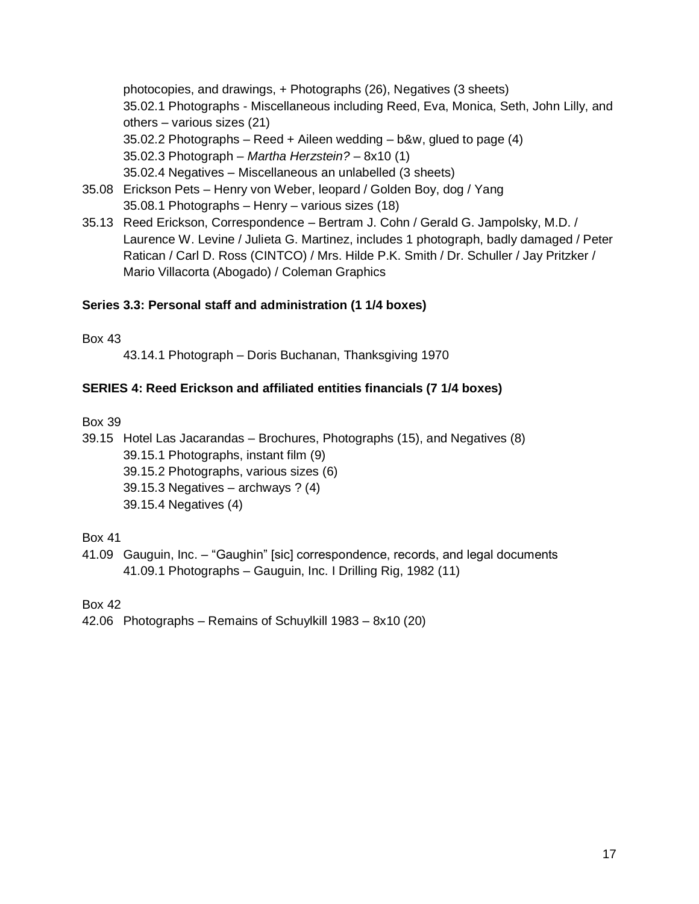photocopies, and drawings, + Photographs (26), Negatives (3 sheets)
    35.02.1 Photographs - Miscellaneous including Reed, Eva, Monica, Seth, John Lilly, and others – various sizes (21)
    35.02.2 Photographs – Reed + Aileen wedding – b&w, glued to page (4)
    35.02.3 Photograph – *Martha Herzstein?* – 8x10 (1)
    35.02.4 Negatives – Miscellaneous an unlabelled (3 sheets)

35.08 Erickson Pets – Henry von Weber, leopard / Golden Boy, dog / Yang
    35.08.1 Photographs – Henry – various sizes (18)

35.13 Reed Erickson, Correspondence – Bertram J. Cohn / Gerald G. Jampolsky, M.D. / Laurence W. Levine / Julieta G. Martinez, includes 1 photograph, badly damaged / Peter Ratican / Carl D. Ross (CINTCO) / Mrs. Hilde P.K. Smith / Dr. Schuller / Jay Pritzker / Mario Villacorta (Abogado) / Coleman Graphics

**Series 3.3: Personal staff and administration (1 1/4 boxes)**

Box 43

    43.14.1 Photograph – Doris Buchanan, Thanksgiving 1970

**SERIES 4: Reed Erickson and affiliated entities financials (7 1/4 boxes)**

Box 39

39.15 Hotel Las Jacarandas – Brochures, Photographs (15), and Negatives (8)
    39.15.1 Photographs, instant film (9)
    39.15.2 Photographs, various sizes (6)
    39.15.3 Negatives – archways ? (4)
    39.15.4 Negatives (4)

Box 41

41.09 Gauguin, Inc. – "Gaughin" [sic] correspondence, records, and legal documents
    41.09.1 Photographs – Gauguin, Inc. I Drilling Rig, 1982 (11)

Box 42

42.06 Photographs – Remains of Schuylkill 1983 – 8x10 (20)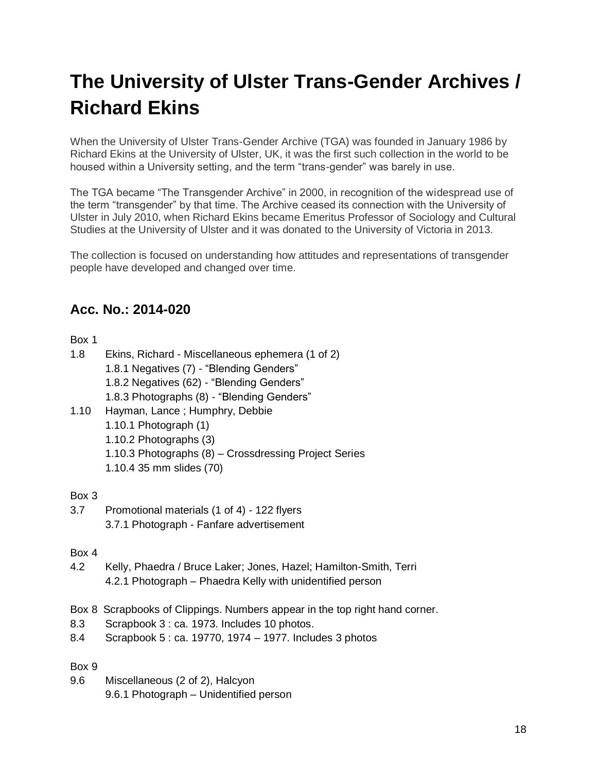# The University of Ulster Trans-Gender Archives / Richard Ekins

When the University of Ulster Trans-Gender Archive (TGA) was founded in January 1986 by Richard Ekins at the University of Ulster, UK, it was the first such collection in the world to be housed within a University setting, and the term "trans-gender" was barely in use.

The TGA became "The Transgender Archive" in 2000, in recognition of the widespread use of the term "transgender" by that time. The Archive ceased its connection with the University of Ulster in July 2010, when Richard Ekins became Emeritus Professor of Sociology and Cultural Studies at the University of Ulster and it was donated to the University of Victoria in 2013.

The collection is focused on understanding how attitudes and representations of transgender people have developed and changed over time.

## Acc. No.: 2014-020

Box 1

1.8 Ekins, Richard - Miscellaneous ephemera (1 of 2)
- 1.8.1 Negatives (7) - "Blending Genders"
- 1.8.2 Negatives (62) - "Blending Genders"
- 1.8.3 Photographs (8) - "Blending Genders"

1.10 Hayman, Lance ; Humphry, Debbie
- 1.10.1 Photograph (1)
- 1.10.2 Photographs (3)
- 1.10.3 Photographs (8) – Crossdressing Project Series
- 1.10.4 35 mm slides (70)

Box 3

3.7 Promotional materials (1 of 4) - 122 flyers
- 3.7.1 Photograph - Fanfare advertisement

Box 4

4.2 Kelly, Phaedra / Bruce Laker; Jones, Hazel; Hamilton-Smith, Terri
- 4.2.1 Photograph – Phaedra Kelly with unidentified person

Box 8 Scrapbooks of Clippings. Numbers appear in the top right hand corner.

8.3 Scrapbook 3 : ca. 1973. Includes 10 photos.

8.4 Scrapbook 5 : ca. 19770, 1974 – 1977. Includes 3 photos

Box 9

9.6 Miscellaneous (2 of 2), Halcyon
- 9.6.1 Photograph – Unidentified person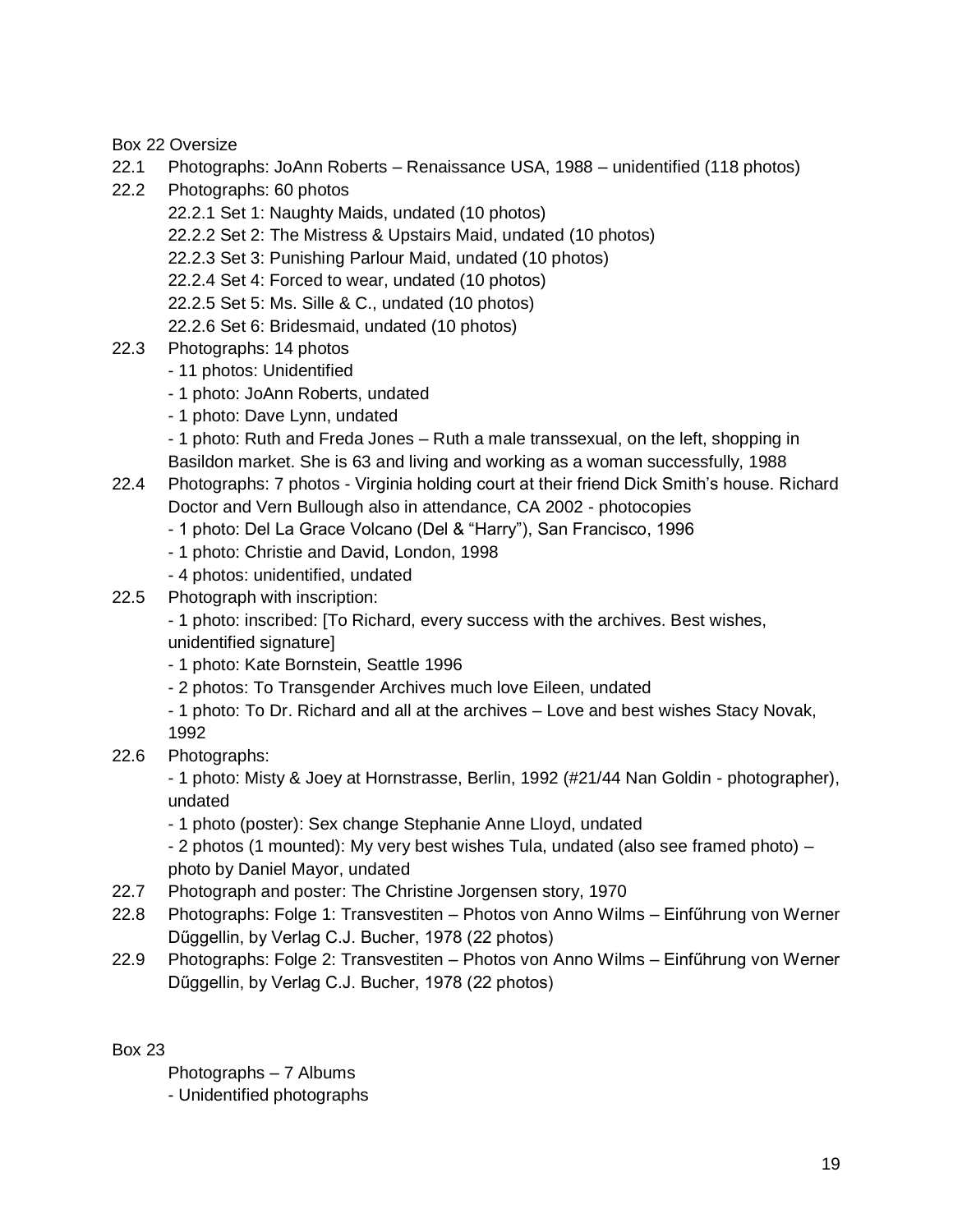Box 22 Oversize

22.1 Photographs: JoAnn Roberts – Renaissance USA, 1988 – unidentified (118 photos)

22.2 Photographs: 60 photos
- 22.2.1 Set 1: Naughty Maids, undated (10 photos)
- 22.2.2 Set 2: The Mistress & Upstairs Maid, undated (10 photos)
- 22.2.3 Set 3: Punishing Parlour Maid, undated (10 photos)
- 22.2.4 Set 4: Forced to wear, undated (10 photos)
- 22.2.5 Set 5: Ms. Sille & C., undated (10 photos)
- 22.2.6 Set 6: Bridesmaid, undated (10 photos)

22.3 Photographs: 14 photos
- 11 photos: Unidentified
- 1 photo: JoAnn Roberts, undated
- 1 photo: Dave Lynn, undated
- 1 photo: Ruth and Freda Jones – Ruth a male transsexual, on the left, shopping in Basildon market. She is 63 and living and working as a woman successfully, 1988

22.4 Photographs: 7 photos - Virginia holding court at their friend Dick Smith's house. Richard Doctor and Vern Bullough also in attendance, CA 2002 - photocopies
- 1 photo: Del La Grace Volcano (Del & "Harry"), San Francisco, 1996
- 1 photo: Christie and David, London, 1998
- 4 photos: unidentified, undated

22.5 Photograph with inscription:
- 1 photo: inscribed: [To Richard, every success with the archives. Best wishes, unidentified signature]
- 1 photo: Kate Bornstein, Seattle 1996
- 2 photos: To Transgender Archives much love Eileen, undated
- 1 photo: To Dr. Richard and all at the archives – Love and best wishes Stacy Novak, 1992

22.6 Photographs:
- 1 photo: Misty & Joey at Hornstrasse, Berlin, 1992 (#21/44 Nan Goldin - photographer), undated
- 1 photo (poster): Sex change Stephanie Anne Lloyd, undated
- 2 photos (1 mounted): My very best wishes Tula, undated (also see framed photo) – photo by Daniel Mayor, undated

22.7 Photograph and poster: The Christine Jorgensen story, 1970

22.8 Photographs: Folge 1: Transvestiten – Photos von Anno Wilms – Einfűhrung von Werner Dűggellin, by Verlag C.J. Bucher, 1978 (22 photos)

22.9 Photographs: Folge 2: Transvestiten – Photos von Anno Wilms – Einfűhrung von Werner Dűggellin, by Verlag C.J. Bucher, 1978 (22 photos)

Box 23

Photographs – 7 Albums
- Unidentified photographs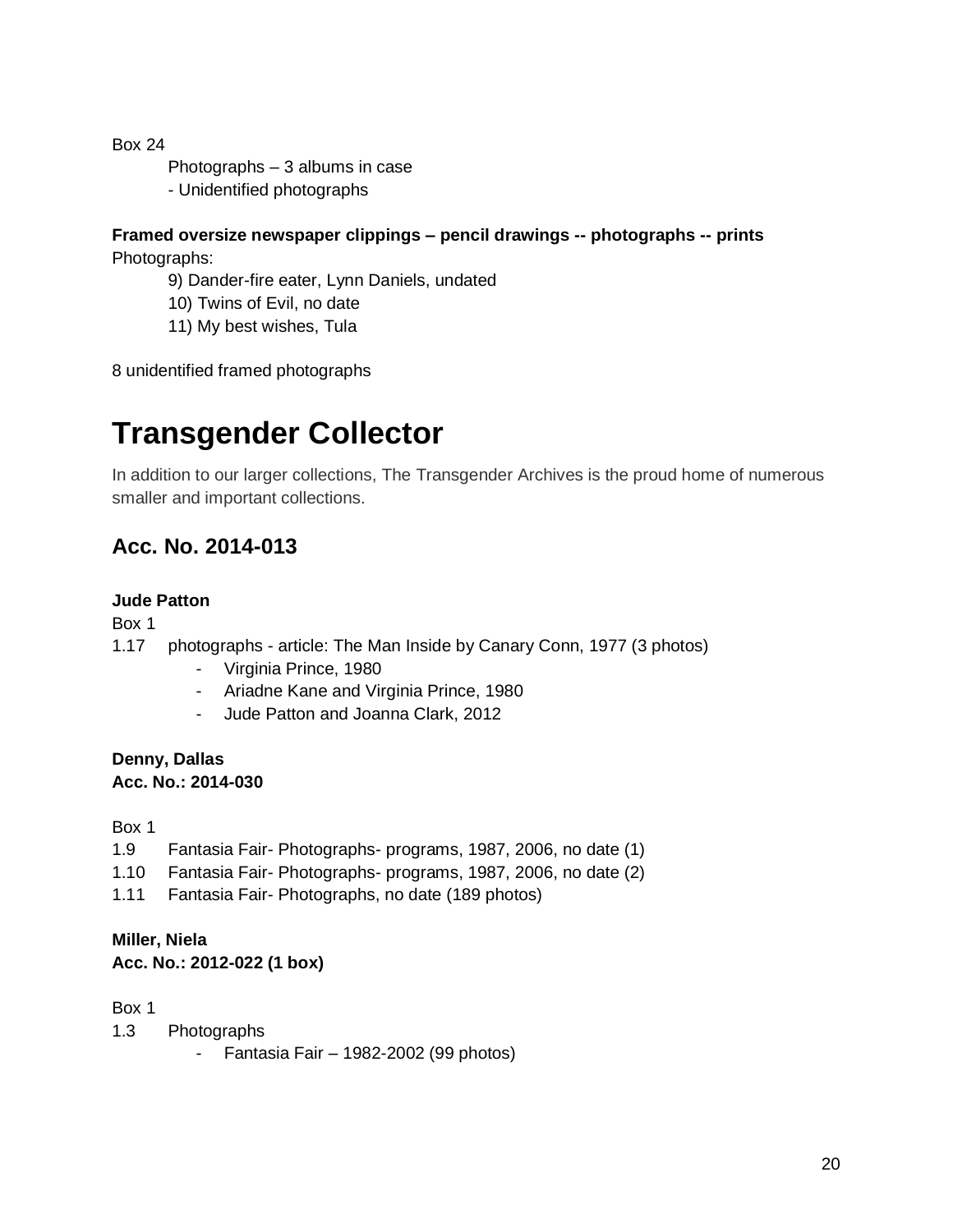Box 24

Photographs – 3 albums in case

- Unidentified photographs

**Framed oversize newspaper clippings – pencil drawings -- photographs -- prints**

Photographs:

9) Dander-fire eater, Lynn Daniels, undated

10) Twins of Evil, no date

11) My best wishes, Tula

8 unidentified framed photographs

# Transgender Collector

In addition to our larger collections, The Transgender Archives is the proud home of numerous smaller and important collections.

## Acc. No. 2014-013

**Jude Patton**

Box 1

1.17 photographs - article: The Man Inside by Canary Conn, 1977 (3 photos)

- Virginia Prince, 1980
- Ariadne Kane and Virginia Prince, 1980
- Jude Patton and Joanna Clark, 2012

**Denny, Dallas**
**Acc. No.: 2014-030**

Box 1

1.9 Fantasia Fair- Photographs- programs, 1987, 2006, no date (1)

1.10 Fantasia Fair- Photographs- programs, 1987, 2006, no date (2)

1.11 Fantasia Fair- Photographs, no date (189 photos)

**Miller, Niela**
**Acc. No.: 2012-022 (1 box)**

Box 1

1.3 Photographs

- Fantasia Fair – 1982-2002 (99 photos)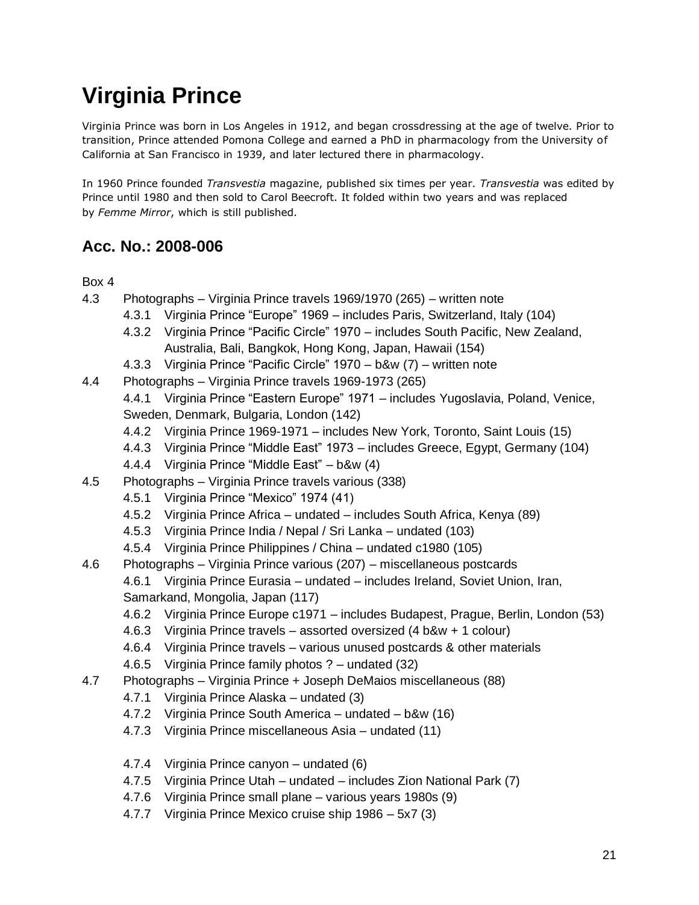# Virginia Prince

Virginia Prince was born in Los Angeles in 1912, and began crossdressing at the age of twelve. Prior to transition, Prince attended Pomona College and earned a PhD in pharmacology from the University of California at San Francisco in 1939, and later lectured there in pharmacology.

In 1960 Prince founded *Transvestia* magazine, published six times per year. *Transvestia* was edited by Prince until 1980 and then sold to Carol Beecroft. It folded within two years and was replaced by *Femme Mirror*, which is still published.

## Acc. No.: 2008-006

Box 4

- 4.3 Photographs – Virginia Prince travels 1969/1970 (265) – written note
  - 4.3.1 Virginia Prince "Europe" 1969 – includes Paris, Switzerland, Italy (104)
  - 4.3.2 Virginia Prince "Pacific Circle" 1970 – includes South Pacific, New Zealand, Australia, Bali, Bangkok, Hong Kong, Japan, Hawaii (154)
  - 4.3.3 Virginia Prince "Pacific Circle" 1970 – b&w (7) – written note
- 4.4 Photographs – Virginia Prince travels 1969-1973 (265)
  - 4.4.1 Virginia Prince "Eastern Europe" 1971 – includes Yugoslavia, Poland, Venice, Sweden, Denmark, Bulgaria, London (142)
  - 4.4.2 Virginia Prince 1969-1971 – includes New York, Toronto, Saint Louis (15)
  - 4.4.3 Virginia Prince "Middle East" 1973 – includes Greece, Egypt, Germany (104)
  - 4.4.4 Virginia Prince "Middle East" – b&w (4)
- 4.5 Photographs – Virginia Prince travels various (338)
  - 4.5.1 Virginia Prince "Mexico" 1974 (41)
  - 4.5.2 Virginia Prince Africa – undated – includes South Africa, Kenya (89)
  - 4.5.3 Virginia Prince India / Nepal / Sri Lanka – undated (103)
  - 4.5.4 Virginia Prince Philippines / China – undated c1980 (105)
- 4.6 Photographs – Virginia Prince various (207) – miscellaneous postcards
  - 4.6.1 Virginia Prince Eurasia – undated – includes Ireland, Soviet Union, Iran, Samarkand, Mongolia, Japan (117)
  - 4.6.2 Virginia Prince Europe c1971 – includes Budapest, Prague, Berlin, London (53)
  - 4.6.3 Virginia Prince travels – assorted oversized (4 b&w + 1 colour)
  - 4.6.4 Virginia Prince travels – various unused postcards & other materials
  - 4.6.5 Virginia Prince family photos ? – undated (32)
- 4.7 Photographs – Virginia Prince + Joseph DeMaios miscellaneous (88)
  - 4.7.1 Virginia Prince Alaska – undated (3)
  - 4.7.2 Virginia Prince South America – undated – b&w (16)
  - 4.7.3 Virginia Prince miscellaneous Asia – undated (11)
  - 4.7.4 Virginia Prince canyon – undated (6)
  - 4.7.5 Virginia Prince Utah – undated – includes Zion National Park (7)
  - 4.7.6 Virginia Prince small plane – various years 1980s (9)
  - 4.7.7 Virginia Prince Mexico cruise ship 1986 – 5x7 (3)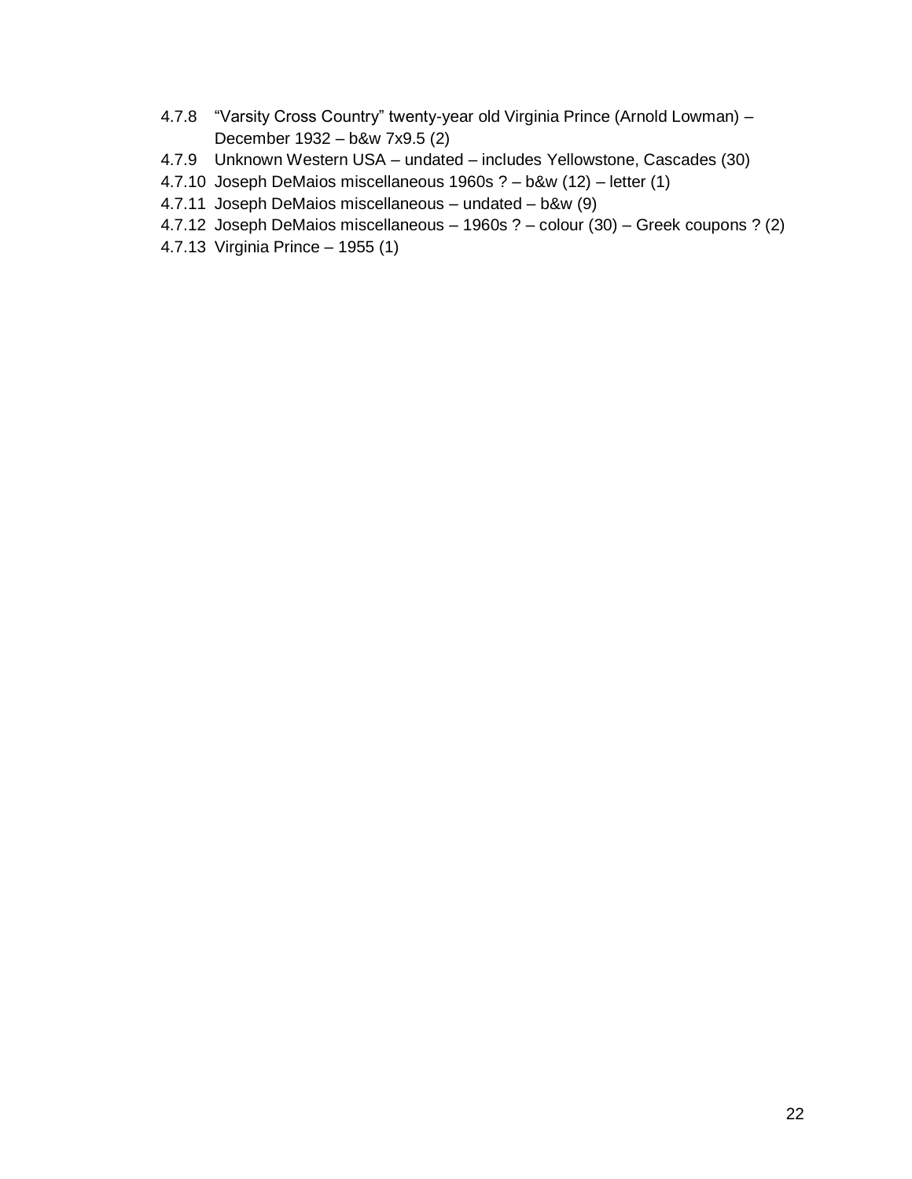- 4.7.8 "Varsity Cross Country" twenty-year old Virginia Prince (Arnold Lowman) – December 1932 – b&w 7x9.5 (2)
- 4.7.9 Unknown Western USA – undated – includes Yellowstone, Cascades (30)
- 4.7.10 Joseph DeMaios miscellaneous 1960s ? – b&w (12) – letter (1)
- 4.7.11 Joseph DeMaios miscellaneous – undated – b&w (9)
- 4.7.12 Joseph DeMaios miscellaneous – 1960s ? – colour (30) – Greek coupons ? (2)
- 4.7.13 Virginia Prince – 1955 (1)